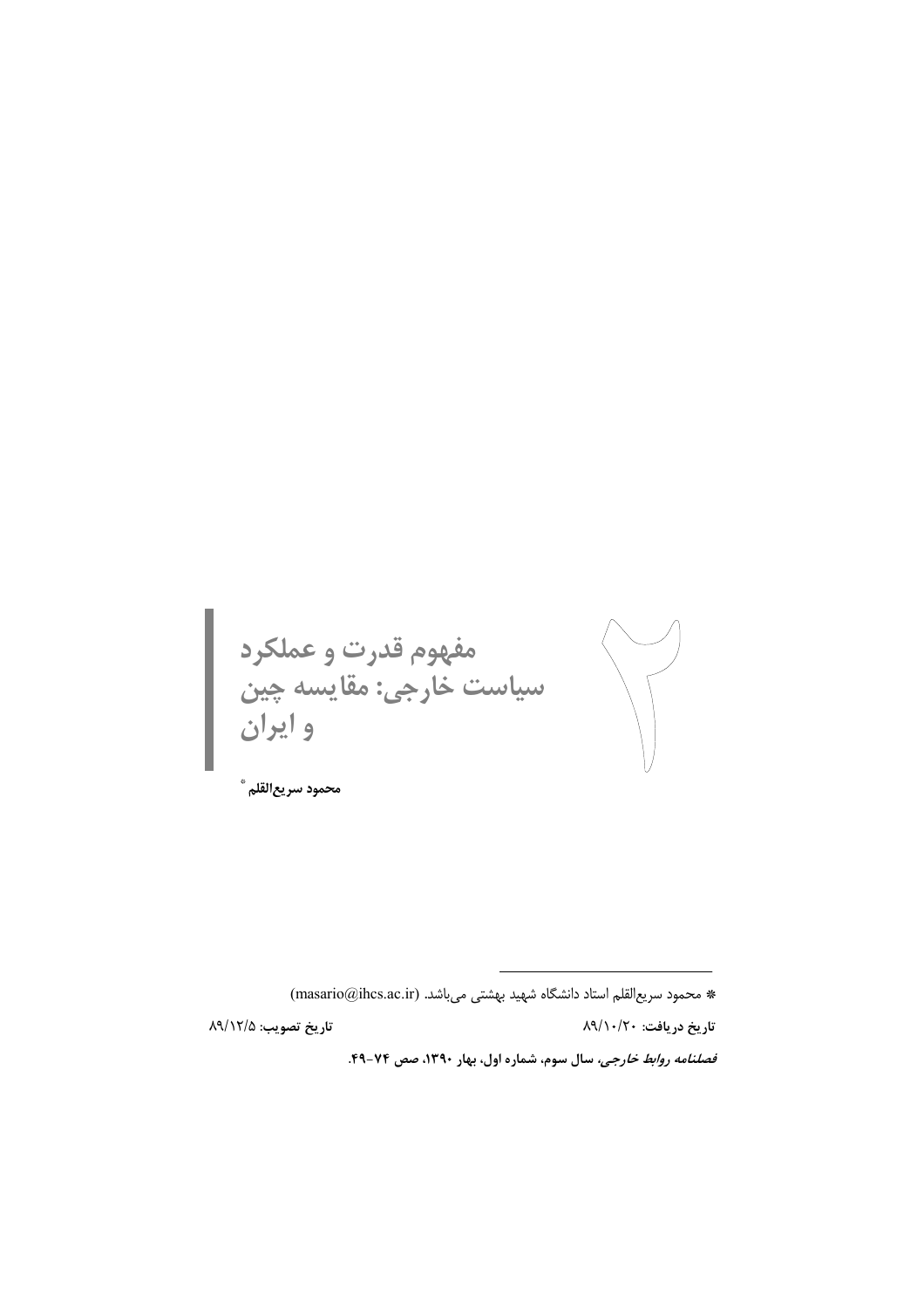# مفهوم قدرت و عملکرد سیاست خارجی: مقایسه چین و ایران

**محمود سریع‌القلم** *

---

* محمود سریع‌القلم استاد دانشگاه شهید بهشتی می‌باشد. (masario@ihcs.ac.ir)

**تاریخ دریافت:** ۸۹/۱۰/۲۰ **تاریخ تصویب:** ۸۹/۱۲/۵

***فصلنامه روابط خارجی*، سال سوم، شماره اول، بهار ۱۳۹۰، صص ۷۴-۴۹.**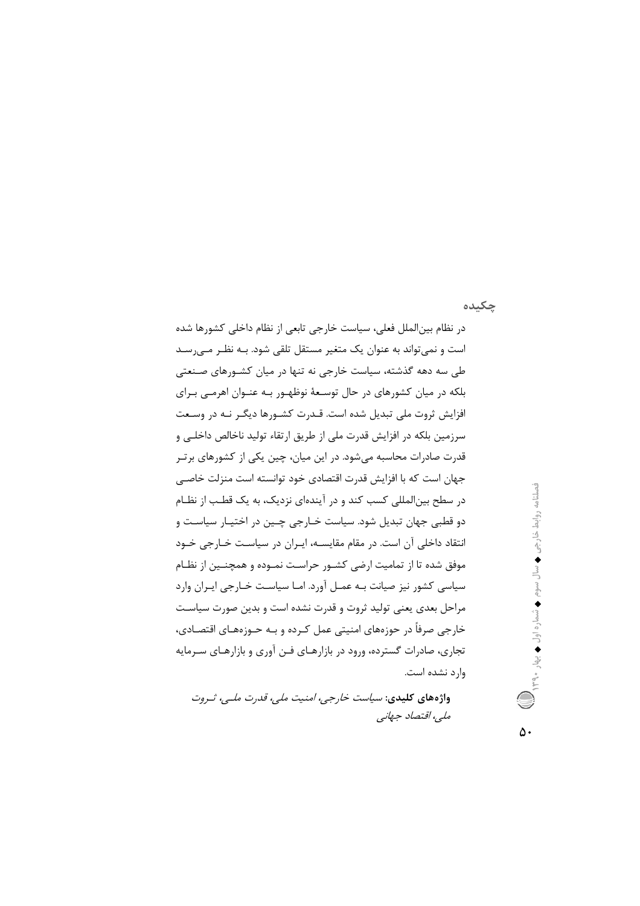## چکیده

در نظام بین‌الملل فعلی، سیاست خارجی تابعی از نظام داخلی کشورها شده است و نمی‌تواند به عنوان یک متغیر مستقل تلقی شود. بـه نظـر مـی‌رسـد طی سه دهه گذشته، سیاست خارجی نه تنها در میان کشـورهای صـنعتی بلکه در میان کشورهای در حال توسـعهٔ نوظهـور بـه عنـوان اهرمـی بـرای افزایش ثروت ملی تبدیل شده است. قـدرت کشـورها دیگـر نـه در وسـعت سرزمین بلکه در افزایش قدرت ملی از طریق ارتقاء تولید ناخالص داخلـی و قدرت صادرات محاسبه می‌شود. در این میان، چین یکی از کشورهای برتـر جهان است که با افزایش قدرت اقتصادی خود توانسته است منزلت خاصـی در سطح بین‌المللی کسب کند و در آینده‌ای نزدیک، به یک قطـب از نظـام دو قطبی جهان تبدیل شود. سیاست خـارجی چـین در اختیـار سیاسـت و انتقاد داخلی آن است. در مقام مقایسـه، ایـران در سیاسـت خـارجی خـود موفق شده تا از تمامیت ارضی کشـور حراسـت نمـوده و همچنـین از نظـام سیاسی کشور نیز صیانت بـه عمـل آورد. امـا سیاسـت خـارجی ایـران وارد مراحل بعدی یعنی تولید ثروت و قدرت نشده است و بدین صورت سیاسـت خارجی صرفاً در حوزه‌های امنیتی عمل کـرده و بـه حـوزه‌هـای اقتصـادی، تجاری، صادرات گسترده، ورود در بازارهـای فـن آوری و بازارهـای سـرمایه وارد نشده است.

**واژه‌های کلیدی:** *سیاست خارجی، امنیت ملی، قدرت ملـی، ثـروت ملی، اقتصاد جهانی*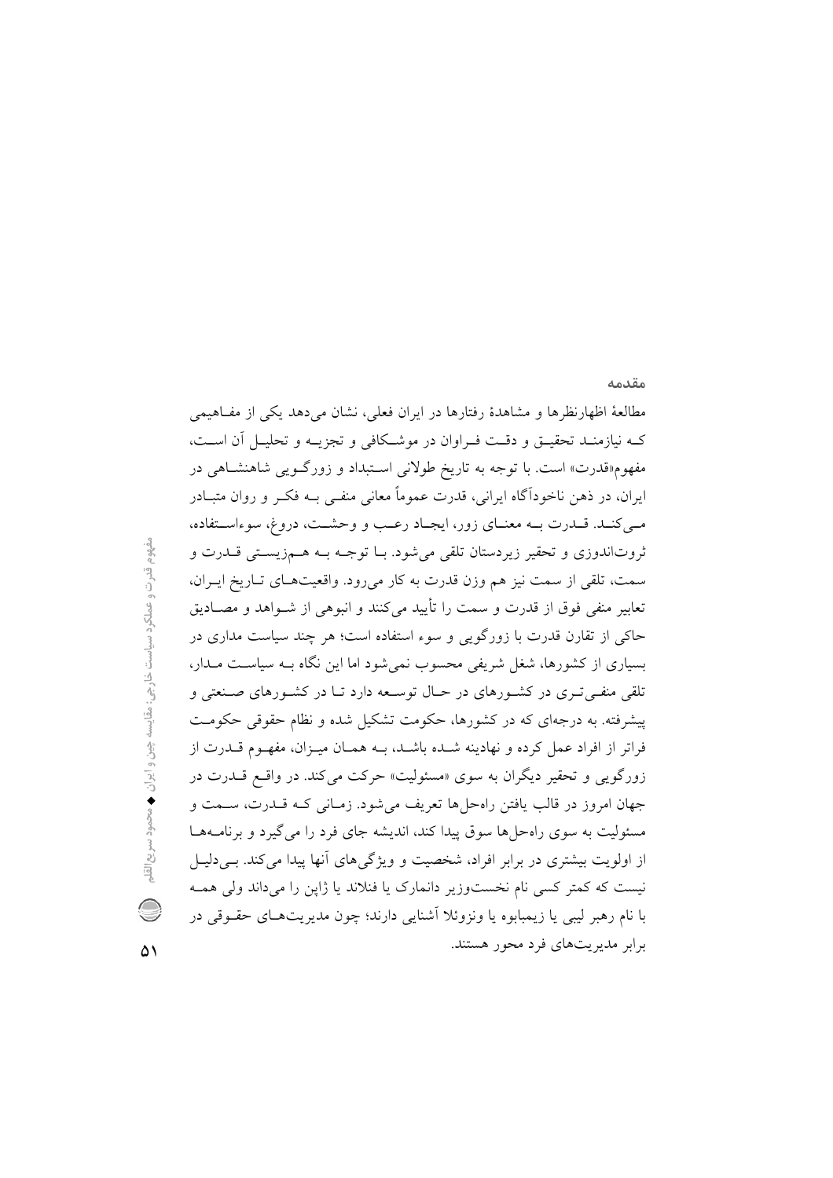## مقدمه

مطالعهٔ اظهارنظرها و مشاهدهٔ رفتارها در ایران فعلی، نشان می‌دهد یکی از مفاهیمی که نیازمند تحقیق و دقت فراوان در موشکافی و تجزیه و تحلیل آن است، مفهوم«قدرت» است. با توجه به تاریخ طولانی استبداد و زورگویی شاهنشاهی در ایران، در ذهن ناخودآگاه ایرانی، قدرت عموماً معانی منفی به فکر و روان متبادر می‌کند. قدرت به معنای زور، ایجاد رعب و وحشت، دروغ، سوءاستفاده، ثروت‌اندوزی و تحقیر زیردستان تلقی می‌شود. با توجه به هم‌زیستی قدرت و سمت، تلقی از سمت نیز هم وزن قدرت به کار می‌رود. واقعیت‌های تاریخ ایران، تعابیر منفی فوق از قدرت و سمت را تأیید می‌کنند و انبوهی از شواهد و مصادیق حاکی از تقارن قدرت با زورگویی و سوء استفاده است؛ هر چند سیاست مداری در بسیاری از کشورها، شغل شریفی محسوب نمی‌شود اما این نگاه به سیاست مدار، تلقی منفی‌تری در کشورهای در حال توسعه دارد تا در کشورهای صنعتی و پیشرفته. به درجه‌ای که در کشورها، حکومت تشکیل شده و نظام حقوقی حکومت فراتر از افراد عمل کرده و نهادینه شده باشد، به همان میزان، مفهوم قدرت از زورگویی و تحقیر دیگران به سوی «مسئولیت» حرکت می‌کند. در واقع قدرت در جهان امروز در قالب یافتن راه‌حل‌ها تعریف می‌شود. زمانی که قدرت، سمت و مسئولیت به سوی راه‌حل‌ها سوق پیدا کند، اندیشه جای فرد را می‌گیرد و برنامه‌ها از اولویت بیشتری در برابر افراد، شخصیت و ویژگی‌های آنها پیدا می‌کند. بی‌دلیل نیست که کمتر کسی نام نخست‌وزیر دانمارک یا فنلاند یا ژاپن را می‌داند ولی همه با نام رهبر لیبی یا زیمبابوه یا ونزوئلا آشنایی دارند؛ چون مدیریت‌های حقوقی در برابر مدیریت‌های فرد محور هستند.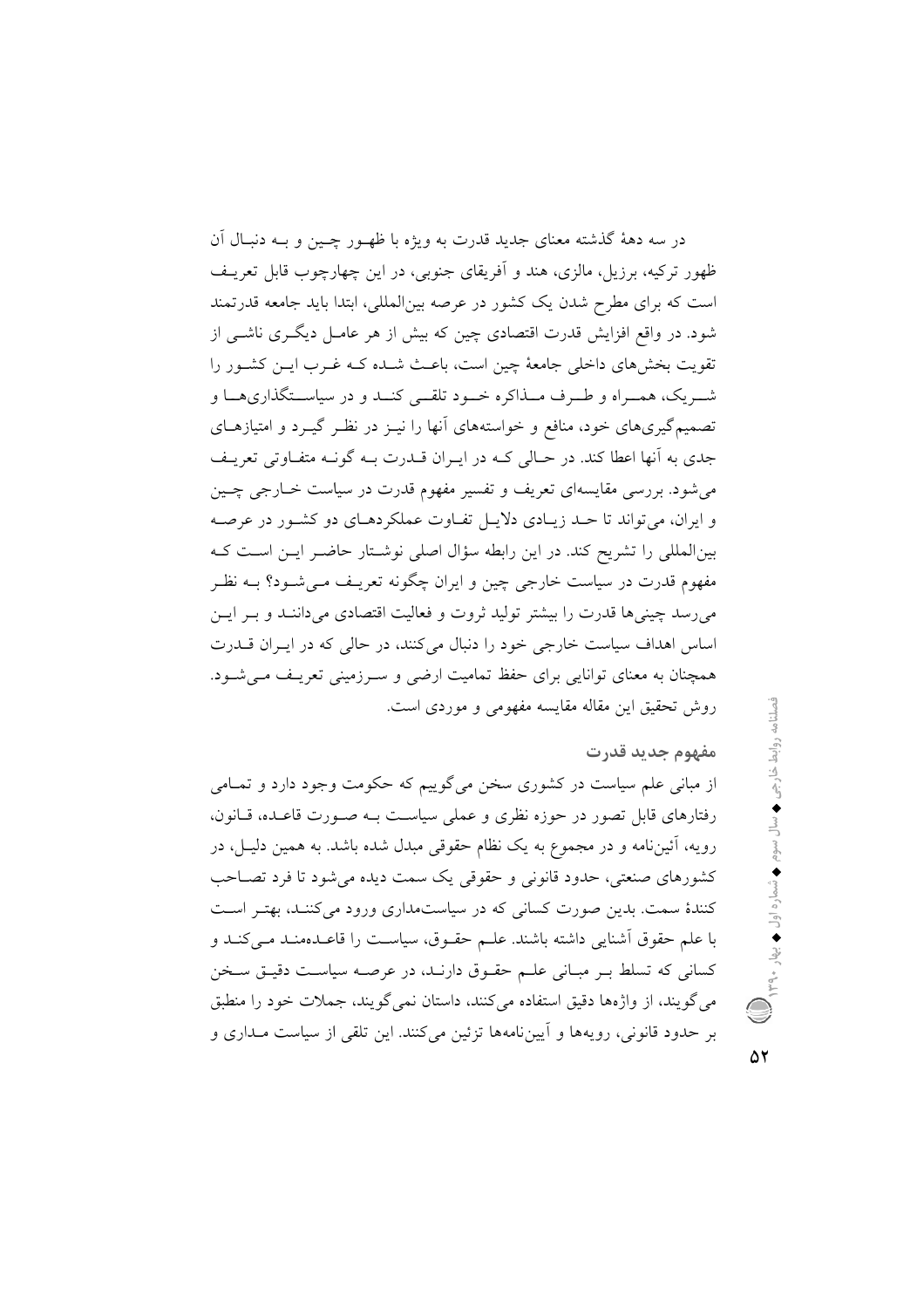در سه دهۀ گذشته معنای جدید قدرت به ویژه با ظهور چین و به دنبال آن ظهور ترکیه، برزیل، مالزی، هند و آفریقای جنوبی، در این چهارچوب قابل تعریف است که برای مطرح شدن یک کشور در عرصه بین‌المللی، ابتدا باید جامعه قدرتمند شود. در واقع افزایش قدرت اقتصادی چین که بیش از هر عامل دیگری ناشی از تقویت بخش‌های داخلی جامعۀ چین است، باعث شده که غرب این کشور را شریک، همراه و طرف مذاکره خود تلقی کند و در سیاستگذاری‌ها و تصمیم‌گیری‌های خود، منافع و خواسته‌های آنها را نیز در نظر گیرد و امتیازهای جدی به آنها اعطا کند. در حالی که در ایران قدرت به گونه متفاوتی تعریف می‌شود. بررسی مقایسه‌ای تعریف و تفسیر مفهوم قدرت در سیاست خارجی چین و ایران، می‌تواند تا حد زیادی دلایل تفاوت عملکردهای دو کشور در عرصه بین‌المللی را تشریح کند. در این رابطه سؤال اصلی نوشتار حاضر این است که مفهوم قدرت در سیاست خارجی چین و ایران چگونه تعریف می‌شود؟ به نظر می‌رسد چینی‌ها قدرت را بیشتر تولید ثروت و فعالیت اقتصادی می‌دانند و بر این اساس اهداف سیاست خارجی خود را دنبال می‌کنند، در حالی که در ایران قدرت همچنان به معنای توانایی برای حفظ تمامیت ارضی و سرزمینی تعریف می‌شود. روش تحقیق این مقاله مقایسه مفهومی و موردی است.

## مفهوم جدید قدرت

از مبانی علم سیاست در کشوری سخن می‌گوییم که حکومت وجود دارد و تمامی رفتارهای قابل تصور در حوزه نظری و عملی سیاست به صورت قاعده، قانون، رویه، آئین‌نامه و در مجموع به یک نظام حقوقی مبدل شده باشد. به همین دلیل، در کشورهای صنعتی، حدود قانونی و حقوقی یک سمت دیده می‌شود تا فرد تصاحب کنندۀ سمت. بدین صورت کسانی که در سیاست‌مداری ورود می‌کنند، بهتر است با علم حقوق آشنایی داشته باشند. علم حقوق، سیاست را قاعده‌مند می‌کند و کسانی که تسلط بر مبانی علم حقوق دارند، در عرصه سیاست دقیق سخن می‌گویند، از واژه‌ها دقیق استفاده می‌کنند، داستان نمی‌گویند، جملات خود را منطبق بر حدود قانونی، رویه‌ها و آیین‌نامه‌ها تزئین می‌کنند. این تلقی از سیاست مداری و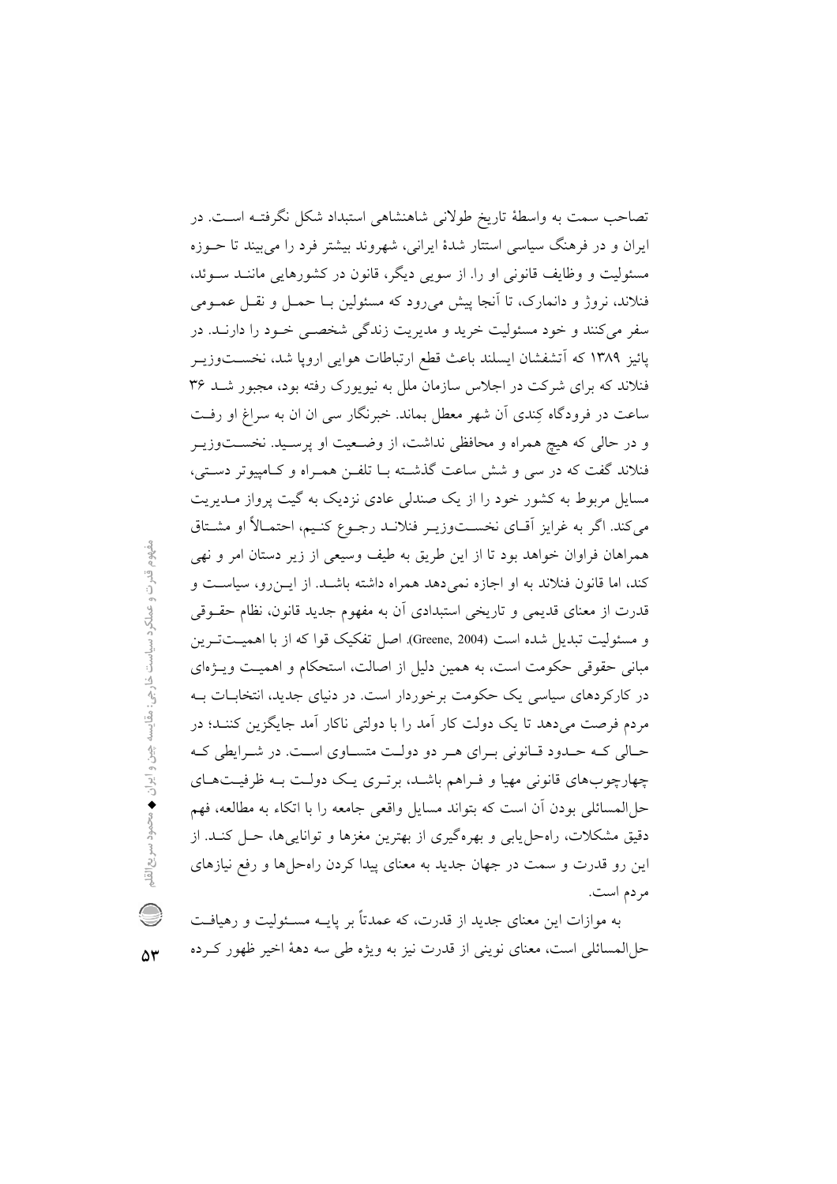تصاحب سمت به واسطهٔ تاریخ طولانی شاهنشاهی استبداد شکل نگرفته است. در ایران و در فرهنگ سیاسی استتار شدهٔ ایرانی، شهروند بیشتر فرد را می‌بیند تا حوزه مسئولیت و وظایف قانونی او را. از سویی دیگر، قانون در کشورهایی مانند سوئد، فنلاند، نروژ و دانمارک، تا آنجا پیش می‌رود که مسئولین با حمل و نقل عمومی سفر می‌کنند و خود مسئولیت خرید و مدیریت زندگی شخصی خود را دارند. در پائیز ۱۳۸۹ که آتشفشان ایسلند باعث قطع ارتباطات هوایی اروپا شد، نخست‌وزیر فنلاند که برای شرکت در اجلاس سازمان ملل به نیویورک رفته بود، مجبور شد ۳۶ ساعت در فرودگاه کِندی آن شهر معطل بماند. خبرنگار سی ان ان به سراغ او رفت و در حالی که هیچ همراه و محافظی نداشت، از وضعیت او پرسید. نخست‌وزیر فنلاند گفت که در سی و شش ساعت گذشته با تلفن همراه و کامپیوتر دستی، مسایل مربوط به کشور خود را از یک صندلی عادی نزدیک به گیت پرواز مدیریت می‌کند. اگر به غرایز آقای نخست‌وزیر فنلاند رجوع کنیم، احتمالاً او مشتاق همراهان فراوان خواهد بود تا از این طریق به طیف وسیعی از زیر دستان امر و نهی کند، اما قانون فنلاند به او اجازه نمی‌دهد همراه داشته باشد. از این‌رو، سیاست و قدرت از معنای قدیمی و تاریخی استبدادی آن به مفهوم جدید قانون، نظام حقوقی و مسئولیت تبدیل شده است (Greene, 2004). اصل تفکیک قوا که از با اهمیت‌ترین مبانی حقوقی حکومت است، به همین دلیل از اصالت، استحکام و اهمیت ویژه‌ای در کارکردهای سیاسی یک حکومت برخوردار است. در دنیای جدید، انتخابات به مردم فرصت می‌دهد تا یک دولت کار آمد را با دولتی ناکار آمد جایگزین کنند؛ در حالی که حدود قانونی برای هر دو دولت متساوی است. در شرایطی که چهارچوب‌های قانونی مهیا و فراهم باشد، برتری یک دولت به ظرفیت‌های حل‌المسائلی بودن آن است که بتواند مسایل واقعی جامعه را با اتکاء به مطالعه، فهم دقیق مشکلات، راه‌حل‌یابی و بهره‌گیری از بهترین مغزها و توانایی‌ها، حل کند. از این رو قدرت و سمت در جهان جدید به معنای پیدا کردن راه‌حل‌ها و رفع نیازهای مردم است.

به موازات این معنای جدید از قدرت، که عمدتاً بر پایه مسئولیت و رهیافت حل‌المسائلی است، معنای نوینی از قدرت نیز به ویژه طی سه دههٔ اخیر ظهور کرده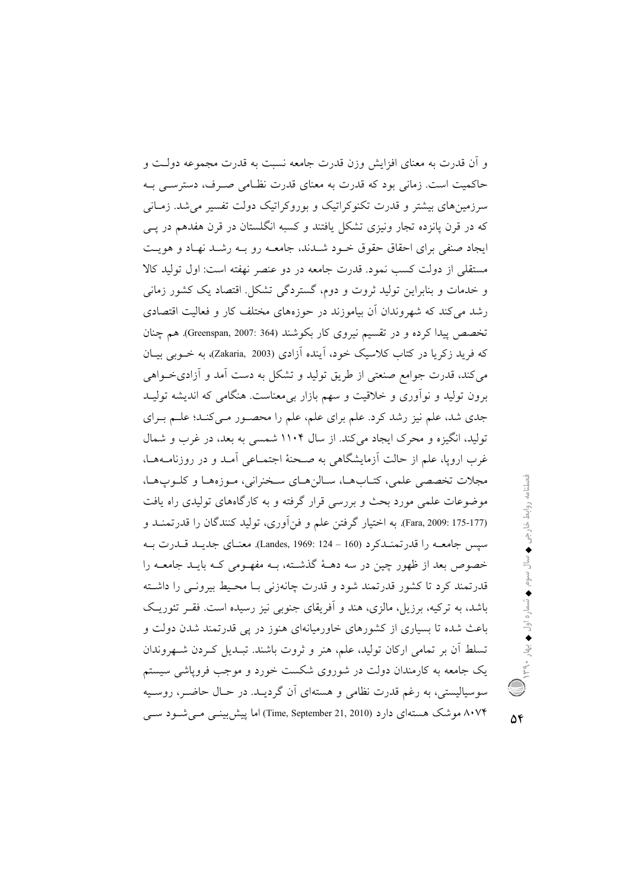و آن قدرت به معنای افزایش وزن قدرت جامعه نسبت به قدرت مجموعه دولت و حاکمیت است. زمانی بود که قدرت به معنای قدرت نظامی صرف، دسترسی به سرزمین‌های بیشتر و قدرت تکنوکراتیک و بوروکراتیک دولت تفسیر می‌شد. زمانی که در قرن پانزده تجار ونیزی تشکل یافتند و کسبه انگلستان در قرن هفدهم در پی ایجاد صنفی برای احقاق حقوق خود شدند، جامعه رو به رشد نهاد و هویت مستقلی از دولت کسب نمود. قدرت جامعه در دو عنصر نهفته است: اول تولید کالا و خدمات و بنابراین تولید ثروت و دوم، گستردگی تشکل. اقتصاد یک کشور زمانی رشد می‌کند که شهروندان آن بیاموزند در حوزه‌های مختلف کار و فعالیت اقتصادی تخصص پیدا کرده و در تقسیم نیروی کار بکوشند (Greenspan, 2007: 364). هم چنان که فرید زکریا در کتاب کلاسیک خود، آینده آزادی (Zakaria, 2003)، به خوبی بیان می‌کند، قدرت جوامع صنعتی از طریق تولید و تشکل به دست آمد و آزادی‌خواهی برون تولید و نوآوری و خلاقیت و سهم بازار بی‌معناست. هنگامی که اندیشه تولید جدی شد، علم نیز رشد کرد. علم برای علم، علم را محصور می‌کند؛ علم برای تولید، انگیزه و محرک ایجاد می‌کند. از سال ۱۱۰۴ شمسی به بعد، در غرب و شمال غرب اروپا، علم از حالت آزمایشگاهی به صحنهٔ اجتماعی آمد و در روزنامه‌ها، مجلات تخصصی علمی، کتاب‌ها، سالن‌های سخنرانی، موزه‌ها و کلوپ‌ها، موضوعات علمی مورد بحث و بررسی قرار گرفته و به کارگاه‌های تولیدی راه یافت (Fara, 2009: 175-177). به اختیار گرفتن علم و فن‌آوری، تولید کنندگان را قدرتمند و سپس جامعه را قدرتمندکرد (Landes, 1969: 124 – 160). معنای جدید قدرت به خصوص بعد از ظهور چین در سه دههٔ گذشته، به مفهومی که باید جامعه را قدرتمند کرد تا کشور قدرتمند شود و قدرت چانه‌زنی با محیط بیرونی را داشته باشد، به ترکیه، برزیل، مالزی، هند و آفریقای جنوبی نیز رسیده است. فقر تئوریک باعث شده تا بسیاری از کشورهای خاورمیانه‌ای هنوز در پی قدرتمند شدن دولت و تسلط آن بر تمامی ارکان تولید، علم، هنر و ثروت باشند. تبدیل کردن شهروندان یک جامعه به کارمندان دولت در شوروی شکست خورد و موجب فروپاشی سیستم سوسیالیستی، به رغم قدرت نظامی و هسته‌ای آن گردید. در حال حاضر، روسیه ۸۰۷۴ موشک هسته‌ای دارد (Time, September 21, 2010) اما پیش‌بینی می‌شود سی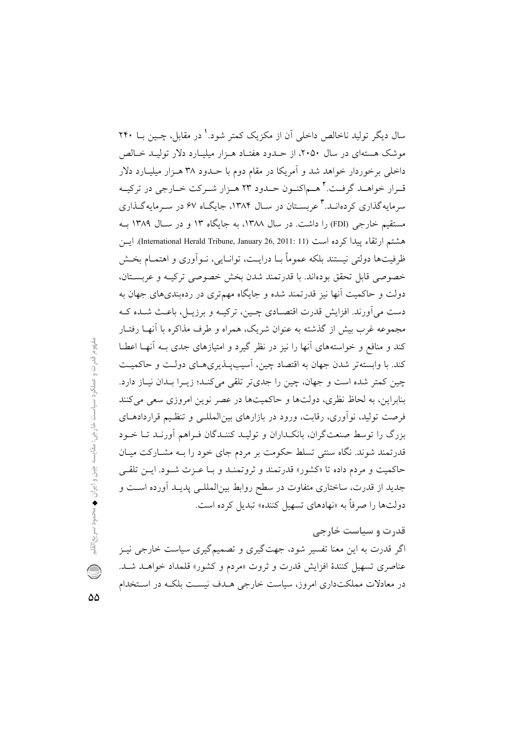سال دیگر تولید ناخالص داخلی آن از مکزیک کمتر شود.[1] در مقابل، چین با ۲۴۰ موشک هسته‌ای در سال ۲۰۵۰، از حدود هفتاد هزار میلیارد دلار تولید خالص داخلی برخوردار خواهد شد و آمریکا در مقام دوم با حدود ۳۸ هزار میلیارد دلار قرار خواهد گرفت.[2] هم‌اکنون حدود ۲۳ هزار شرکت خارجی در ترکیه سرمایه‌گذاری کرده‌اند.[3] عربستان در سال ۱۳۸۴، جایگاه ۶۷ در سرمایه‌گذاری مستقیم خارجی (FDI) را داشت. در سال ۱۳۸۸، به جایگاه ۱۳ و در سال ۱۳۸۹ به هشتم ارتقاء پیدا کرده است (International Herald Tribune, January 26, 2011: 11). این ظرفیت‌ها دولتی نیستند بلکه عموماً با درایت، توانایی، نوآوری و اهتمام بخش خصوصی قابل تحقق بوده‌اند. با قدرتمند شدن بخش خصوصی ترکیه و عربستان، دولت و حاکمیت آنها نیز قدرتمند شده و جایگاه مهم‌تری در رده‌بندی‌های جهان به دست می‌آورند. افزایش قدرت اقتصادی چین، ترکیه و برزیل، باعث شده که مجموعه غرب بیش از گذشته به عنوان شریک، همراه و طرف مذاکره با آنها رفتار کند و منافع و خواسته‌های آنها را نیز در نظر گیرد و امتیازهای جدی به آنها اعطا کند. با وابسته‌تر شدن جهان به اقتصاد چین، آسیب‌پذیری‌های دولت و حاکمیت چین کمتر شده است و جهان، چین را جدی‌تر تلقی می‌کند؛ زیرا بدان نیاز دارد. بنابراین، به لحاظ نظری، دولت‌ها و حاکمیت‌ها در عصر نوین امروزی سعی می‌کنند فرصت تولید، نوآوری، رقابت، ورود در بازارهای بین‌المللی و تنظیم قراردادهای بزرگ را توسط صنعت‌گران، بانکداران و تولیدکنندگان فراهم آورند تا خود قدرتمند شوند. نگاه سنتی تسلط حکومت بر مردم جای خود را به مشارکت میان حاکمیت و مردم داده تا «کشور» قدرتمند و ثروتمند و با عزت شود. این تلقی جدید از قدرت، ساختاری متفاوت در سطح روابط بین‌المللی پدید آورده است و دولت‌ها را صرفاً به «نهادهای تسهیل کننده» تبدیل کرده است.

## قدرت و سیاست خارجی

اگر قدرت به این معنا تفسیر شود، جهت‌گیری و تصمیم‌گیری سیاست خارجی نیز عناصری تسهیل کنندهٔ افزایش قدرت و ثروت «مردم و کشور» قلمداد خواهد شد. در معادلات مملکت‌داری امروز، سیاست خارجی هدف نیست بلکه در استخدام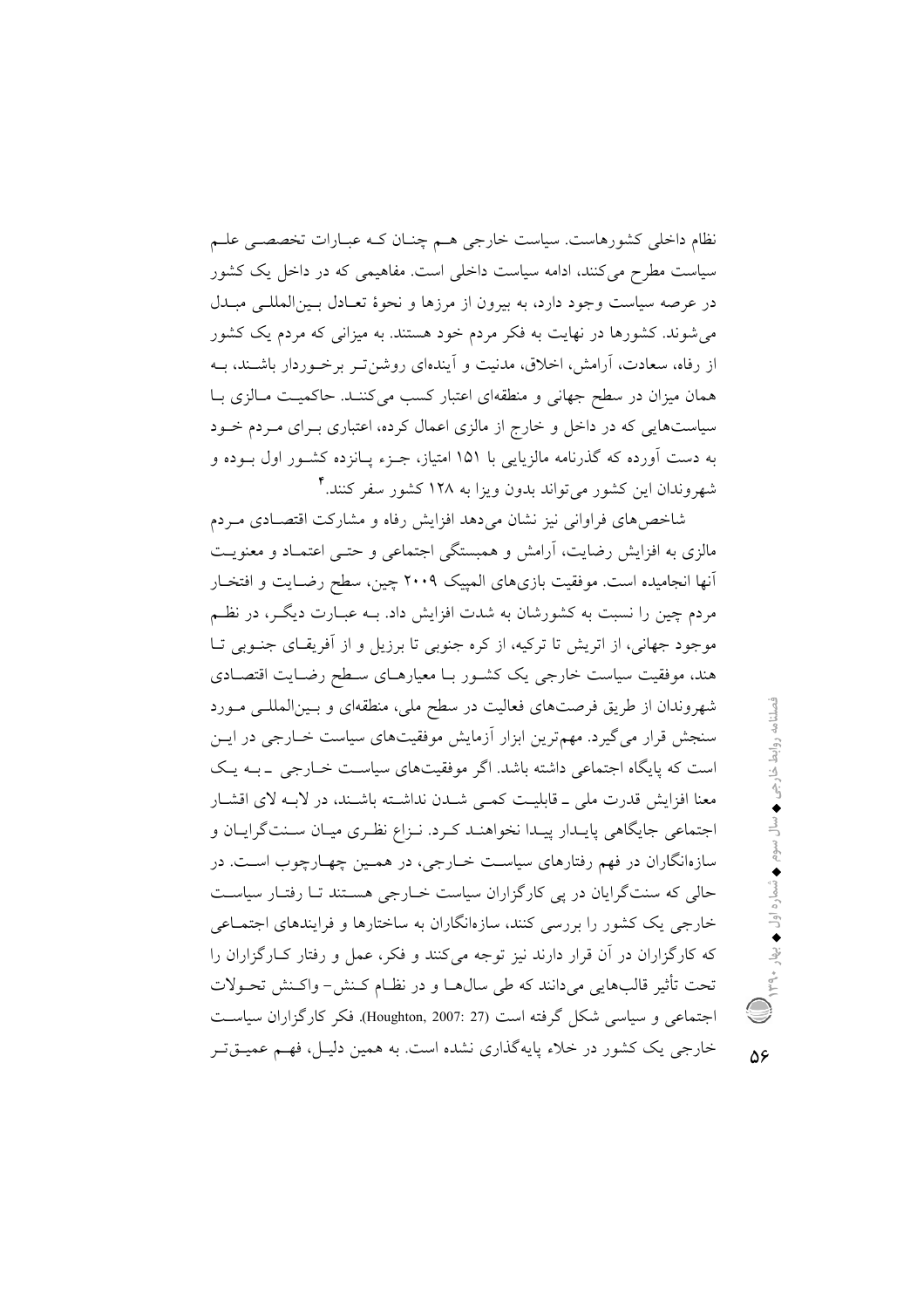نظام داخلی کشورهاست. سیاست خارجی هم چنان که عبارات تخصصی علم سیاست مطرح می‌کنند، ادامه سیاست داخلی است. مفاهیمی که در داخل یک کشور در عرصه سیاست وجود دارد، به بیرون از مرزها و نحوهٔ تعادل بین‌المللی مبدل می‌شوند. کشورها در نهایت به فکر مردم خود هستند. به میزانی که مردم یک کشور از رفاه، سعادت، آرامش، اخلاق، مدنیت و آینده‌ای روشن‌تر برخوردار باشند، به همان میزان در سطح جهانی و منطقه‌ای اعتبار کسب می‌کنند. حاکمیت مالزی با سیاست‌هایی که در داخل و خارج از مالزی اعمال کرده، اعتباری برای مردم خود به دست آورده که گذرنامه مالزیایی با ۱۵۱ امتیاز، جزء پانزده کشور اول بوده و شهروندان این کشور می‌تواند بدون ویزا به ۱۲۸ کشور سفر کنند.[۴]

شاخص‌های فراوانی نیز نشان می‌دهد افزایش رفاه و مشارکت اقتصادی مردم مالزی به افزایش رضایت، آرامش و همبستگی اجتماعی و حتی اعتماد و معنویت آنها انجامیده است. موفقیت بازی‌های المپیک ۲۰۰۹ چین، سطح رضایت و افتخار مردم چین را نسبت به کشورشان به شدت افزایش داد. به عبارت دیگر، در نظم موجود جهانی، از اتریش تا ترکیه، از کره جنوبی تا برزیل و از آفریقای جنوبی تا هند، موفقیت سیاست خارجی یک کشور با معیارهای سطح رضایت اقتصادی شهروندان از طریق فرصت‌های فعالیت در سطح ملی، منطقه‌ای و بین‌المللی مورد سنجش قرار می‌گیرد. مهم‌ترین ابزار آزمایش موفقیت‌های سیاست خارجی در این است که پایگاه اجتماعی داشته باشد. اگر موفقیت‌های سیاست خارجی ـ به یک معنا افزایش قدرت ملی ـ قابلیت کمی شدن نداشته باشند، در لابه لای اقشار اجتماعی جایگاهی پایدار پیدا نخواهند کرد. نزاع نظری میان سنت‌گرایان و سازه‌انگاران در فهم رفتارهای سیاست خارجی، در همین چهارچوب است. در حالی که سنت‌گرایان در پی کارگزاران سیاست خارجی هستند تا رفتار سیاست خارجی یک کشور را بررسی کنند، سازه‌انگاران به ساختارها و فرایندهای اجتماعی که کارگزاران در آن قرار دارند نیز توجه می‌کنند و فکر، عمل و رفتار کارگزاران را تحت تأثیر قالب‌هایی می‌دانند که طی سال‌ها و در نظام کنش- واکنش تحولات اجتماعی و سیاسی شکل گرفته است (Houghton, 2007: 27). فکر کارگزاران سیاست خارجی یک کشور در خلاء پایه‌گذاری نشده است. به همین دلیل، فهم عمیق‌تر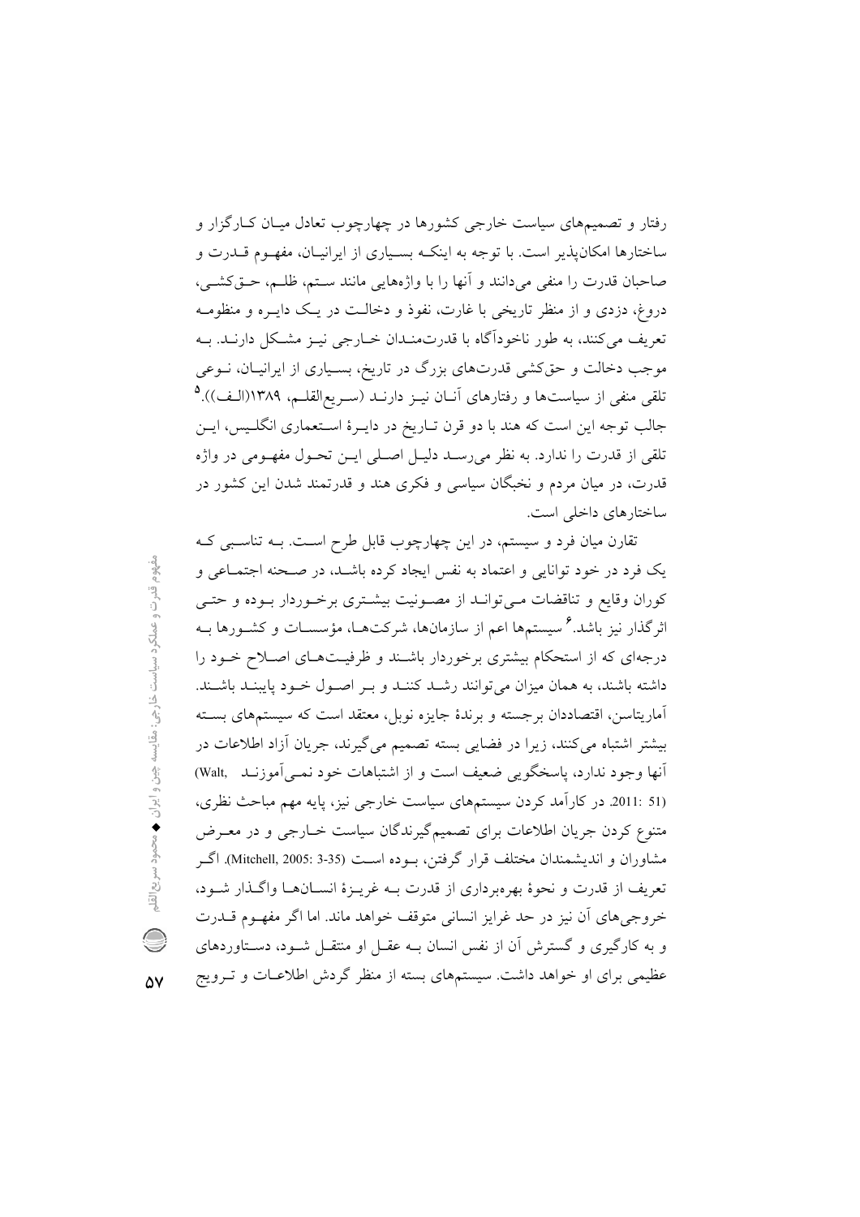رفتار و تصمیم‌های سیاست خارجی کشورها در چهارچوب تعادل میان کارگزار و ساختارها امکان‌پذیر است. با توجه به اینکه بسیاری از ایرانیان، مفهوم قدرت و صاحبان قدرت را منفی می‌دانند و آنها را با واژه‌هایی مانند ستم، ظلم، حق‌کشی، دروغ، دزدی و از منظر تاریخی با غارت، نفوذ و دخالت در یک دایره و منظومه تعریف می‌کنند، به طور ناخودآگاه با قدرتمندان خارجی نیز مشکل دارند. به موجب دخالت و حق‌کشی قدرت‌های بزرگ در تاریخ، بسیاری از ایرانیان، نوعی تلقی منفی از سیاست‌ها و رفتارهای آنان نیز دارند (سریع‌القلم، ۱۳۸۹(الف)).[۵] جالب توجه این است که هند با دو قرن تاریخ در دایرهٔ استعماری انگلیس، این تلقی از قدرت را ندارد. به نظر می‌رسد دلیل اصلی این تحول مفهومی در واژه قدرت، در میان مردم و نخبگان سیاسی و فکری هند و قدرتمند شدن این کشور در ساختارهای داخلی است.

تقارن میان فرد و سیستم، در این چهارچوب قابل طرح است. به تناسبی که یک فرد در خود توانایی و اعتماد به نفس ایجاد کرده باشد، در صحنه اجتماعی و کوران وقایع و تناقضات می‌تواند از مصونیت بیشتری برخوردار بوده و حتی اثرگذار نیز باشد.[۶] سیستم‌ها اعم از سازمان‌ها، شرکت‌ها، مؤسسات و کشورها به درجه‌ای که از استحکام بیشتری برخوردار باشند و ظرفیت‌های اصلاح خود را داشته باشند، به همان میزان می‌توانند رشد کنند و بر اصول خود پایبند باشند. آماریتاسن، اقتصاددان برجسته و برندهٔ جایزه نوبل، معتقد است که سیستم‌های بسته بیشتر اشتباه می‌کنند، زیرا در فضایی بسته تصمیم می‌گیرند، جریان آزاد اطلاعات در آنها وجود ندارد، پاسخگویی ضعیف است و از اشتباهات خود نمی‌آموزند (Walt, 2011: 51). در کارآمد کردن سیستم‌های سیاست خارجی نیز، پایه مهم مباحث نظری، متنوع کردن جریان اطلاعات برای تصمیم‌گیرندگان سیاست خارجی و در معرض مشاوران و اندیشمندان مختلف قرار گرفتن، بوده است (Mitchell, 2005: 3-35). اگر تعریف از قدرت و نحوهٔ بهره‌برداری از قدرت به غریزهٔ انسان‌ها واگذار شود، خروجی‌های آن نیز در حد غرایز انسانی متوقف خواهد ماند. اما اگر مفهوم قدرت و به کارگیری و گسترش آن از نفس انسان به عقل او منتقل شود، دستاوردهای عظیمی برای او خواهد داشت. سیستم‌های بسته از منظر گردش اطلاعات و ترویج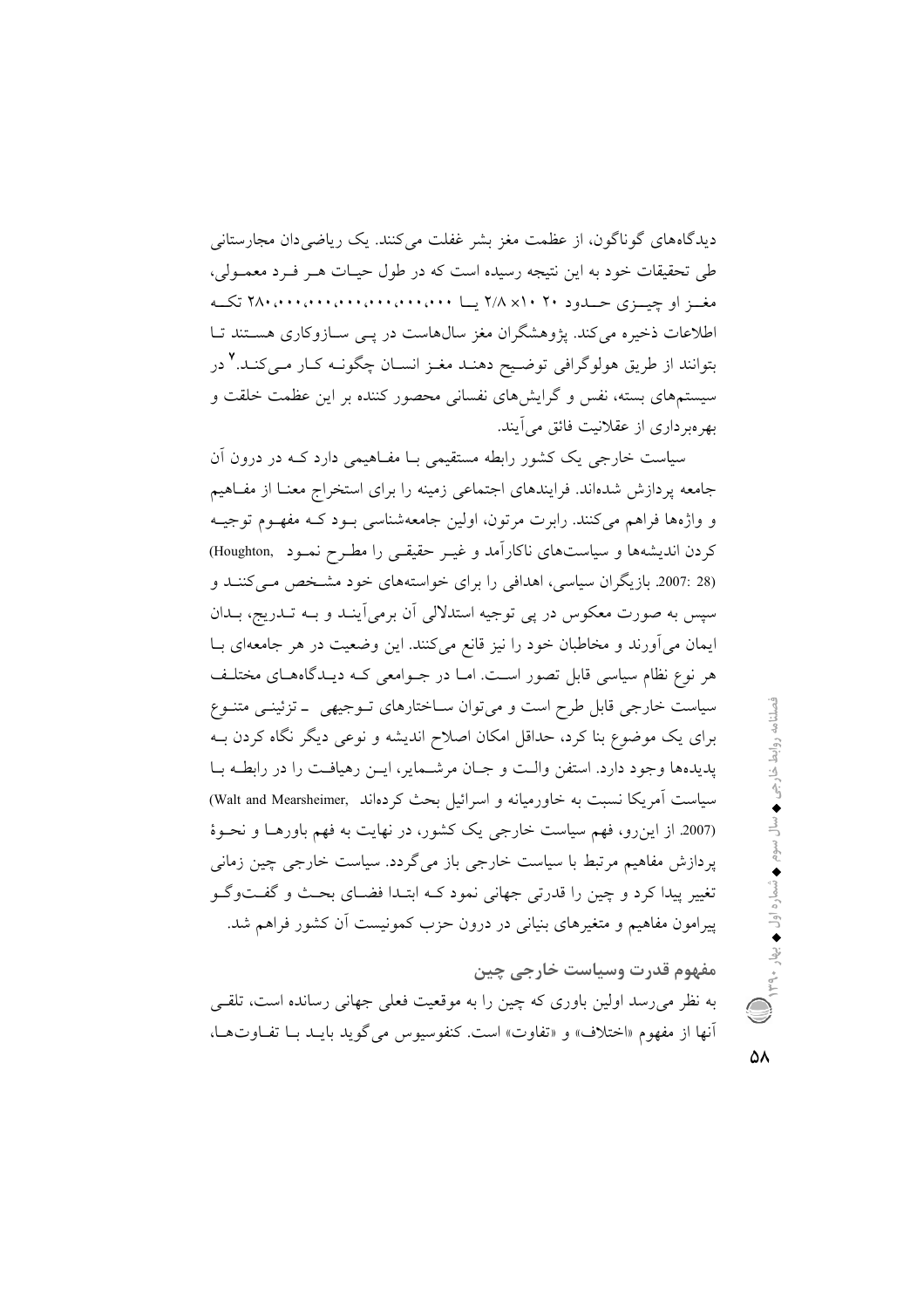دیدگاه‌های گوناگون، از عظمت مغز بشر غفلت می‌کنند. یک ریاضی‌دان مجارستانی طی تحقیقات خود به این نتیجه رسیده است که در طول حیات هر فرد معمولی، مغز او چیزی حدود ۲۰ ۱۰× ۲/۸ یا ۲۸۰،۰۰۰،۰۰۰،۰۰۰،۰۰۰،۰۰۰،۰۰۰،۰۰۰ تکه اطلاعات ذخیره می‌کند. پژوهشگران مغز سال‌هاست در پی سازوکاری هستند تا بتوانند از طریق هولوگرافی توضیح دهند مغز انسان چگونه کار می‌کند.[۷] در سیستم‌های بسته، نفس و گرایش‌های نفسانی محصور کننده بر این عظمت خلقت و بهره‌برداری از عقلانیت فائق می‌آیند.

سیاست خارجی یک کشور رابطه مستقیمی با مفاهیمی دارد که در درون آن جامعه پردازش شده‌اند. فرایندهای اجتماعی زمینه را برای استخراج معنا از مفاهیم و واژه‌ها فراهم می‌کنند. رابرت مرتون، اولین جامعه‌شناسی بود که مفهوم توجیه کردن اندیشه‌ها و سیاست‌های ناکارآمد و غیر حقیقی را مطرح نمود (Houghton, 2007: 28). بازیگران سیاسی، اهدافی را برای خواسته‌های خود مشخص می‌کنند و سپس به صورت معکوس در پی توجیه استدلالی آن برمی‌آیند و به تدریج، بدان ایمان می‌آورند و مخاطبان خود را نیز قانع می‌کنند. این وضعیت در هر جامعه‌ای با هر نوع نظام سیاسی قابل تصور است. اما در جوامعی که دیدگاه‌های مختلف سیاست خارجی قابل طرح است و می‌توان ساختارهای توجیهی ـ تزئینی متنوع برای یک موضوع بنا کرد، حداقل امکان اصلاح اندیشه و نوعی دیگر نگاه کردن به پدیده‌ها وجود دارد. استفن والت و جان مرشمایر، این رهیافت را در رابطه با سیاست آمریکا نسبت به خاورمیانه و اسرائیل بحث کرده‌اند (Walt and Mearsheimer, 2007). از این‌رو، فهم سیاست خارجی یک کشور، در نهایت به فهم باورها و نحوهٔ پردازش مفاهیم مرتبط با سیاست خارجی باز می‌گردد. سیاست خارجی چین زمانی تغییر پیدا کرد و چین را قدرتی جهانی نمود که ابتدا فضای بحث و گفت‌وگو پیرامون مفاهیم و متغیرهای بنیانی در درون حزب کمونیست آن کشور فراهم شد.

### مفهوم قدرت وسیاست خارجی چین

به نظر می‌رسد اولین باوری که چین را به موقعیت فعلی جهانی رسانده است، تلقی آنها از مفهوم «اختلاف» و «تفاوت» است. کنفوسیوس می‌گوید باید با تفاوت‌ها،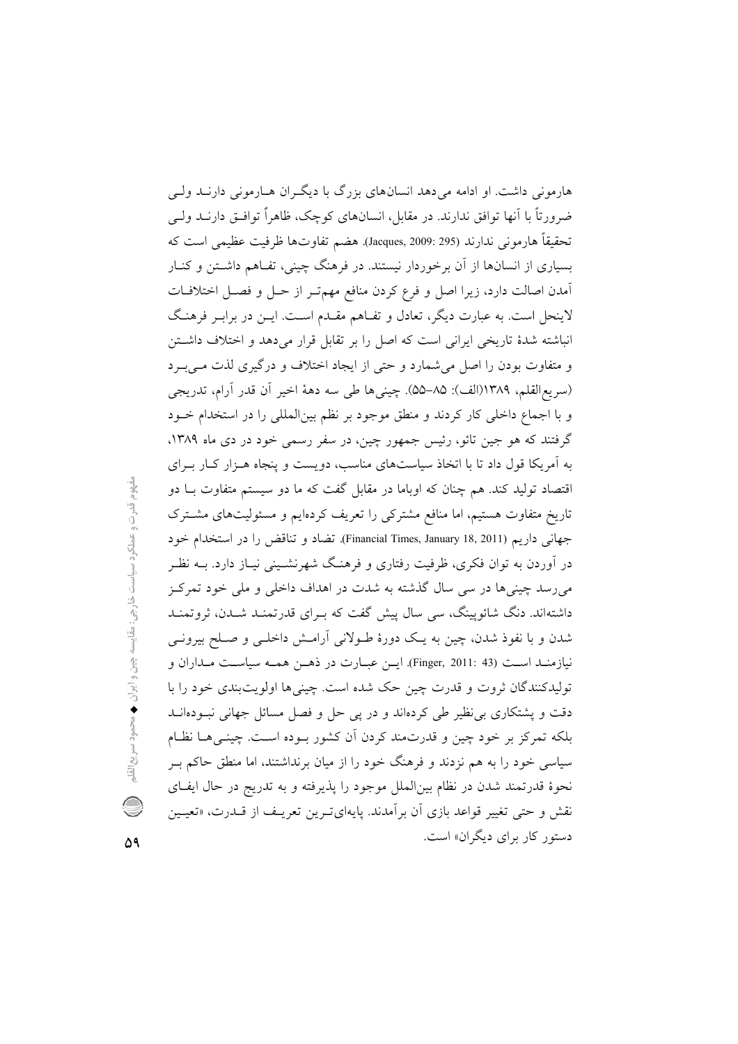هارمونی داشت. او ادامه می‌دهد انسان‌های بزرگ با دیگـران هـارمونی دارنـد ولـی ضرورتاً با آنها توافق ندارند. در مقابل، انسان‌های کوچک، ظاهراً توافـق دارنـد ولـی تحقیقاً هارمونی ندارند (Jacques, 2009: 295). هضم تفاوت‌ها ظرفیت عظیمی است که بسیاری از انسان‌ها از آن برخوردار نیستند. در فرهنگ چینی، تفـاهم داشـتن و کنـار آمدن اصالت دارد، زیرا اصل و فرع کردن منافع مهم‌تـر از حـل و فصـل اختلافـات لاینحل است. به عبارت دیگر، تعادل و تفـاهم مقـدم اسـت. ایـن در برابـر فرهنـگ انباشته شدهٔ تاریخی ایرانی است که اصل را بر تقابل قرار می‌دهد و اختلاف داشـتن و متفاوت بودن را اصل می‌شمارد و حتی از ایجاد اختلاف و درگیری لذت مـی‌بـرد (سریع‌القلم، ۱۳۸۹(الف): ۸۵-۵۵). چینی‌ها طی سه دههٔ اخیر آن قدر آرام، تدریجی و با اجماع داخلی کار کردند و منطق موجود بر نظم بین‌المللی را در استخدام خـود گرفتند که هو جین تائو، رئیس جمهور چین، در سفر رسمی خود در دی ماه ۱۳۸۹، به آمریکا قول داد تا با اتخاذ سیاست‌های مناسب، دویست و پنجاه هـزار کـار بـرای اقتصاد تولید کند. هم چنان که اوباما در مقابل گفت که ما دو سیستم متفاوت بـا دو تاریخ متفاوت هستیم، اما منافع مشترکی را تعریف کرده‌ایم و مسئولیت‌های مشـترک جهانی داریم (Financial Times, January 18, 2011). تضاد و تناقض را در استخدام خود در آوردن به توان فکری، ظرفیت رفتاری و فرهنـگ شهرنشـینی نیـاز دارد. بـه نظـر می‌رسد چینی‌ها در سی سال گذشته به شدت در اهداف داخلی و ملی خود تمرکـز داشته‌اند. دنگ شائوپینگ، سی سال پیش گفت که بـرای قدرتمنـد شـدن، ثروتمنـد شدن و با نفوذ شدن، چین به یـک دورهٔ طـولانی آرامـش داخلـی و صـلح بیرونـی نیازمنـد اسـت (Finger, 2011: 43). ایـن عبـارت در ذهـن همـه سیاسـت مـداران و تولیدکنندگان ثروت و قدرت چین حک شده است. چینی‌ها اولویت‌بندی خود را با دقت و پشتکاری بی‌نظیر طی کرده‌اند و در پی حل و فصل مسائل جهانی نبـوده‌انـد بلکه تمرکز بر خود چین و قدرت‌مند کردن آن کشور بـوده اسـت. چینـی‌هـا نظـام سیاسی خود را به هم نزدند و فرهنگ خود را از میان برنداشتند، اما منطق حاکم بـر نحوهٔ قدرتمند شدن در نظام بین‌الملل موجود را پذیرفته و به تدریج در حال ایفـای نقش و حتی تغییر قواعد بازی آن برآمدند. پایه‌ای‌تـرین تعریـف از قـدرت، «تعیـین دستور کار برای دیگران» است.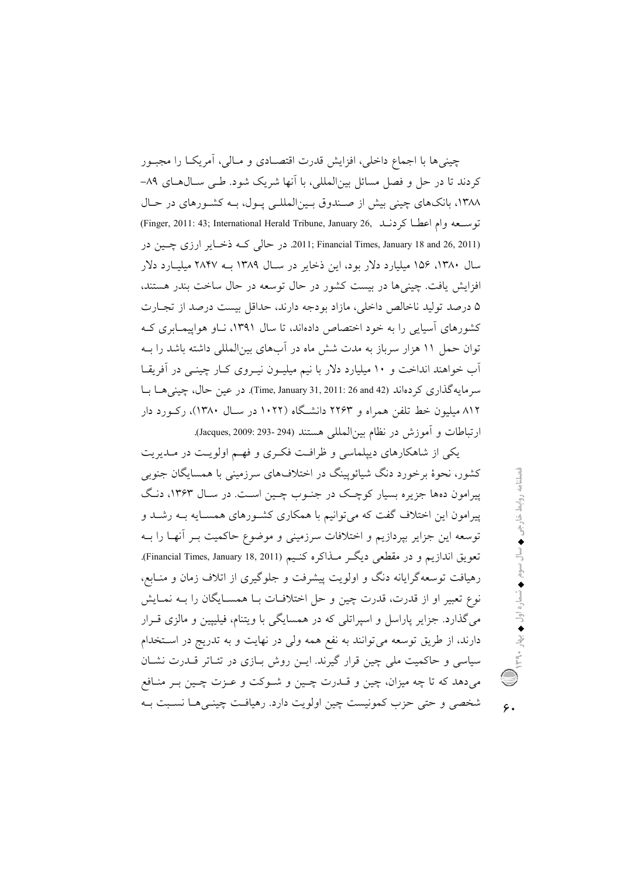چینی‌ها با اجماع داخلی، افزایش قدرت اقتصادی و مالی، آمریکا را مجبور کردند تا در حل و فصل مسائل بین‌المللی، با آنها شریک شود. طی سال‌های ۸۹-۱۳۸۸، بانک‌های چینی بیش از صندوق بین‌المللی پول، به کشورهای در حال توسعه وام اعطا کردند (Finger, 2011: 43; International Herald Tribune, January 26, 2011; Financial Times, January 18 and 26, 2011). در حالی که ذخایر ارزی چین در سال ۱۳۸۰، ۱۵۶ میلیارد دلار بود، این ذخایر در سال ۱۳۸۹ به ۲۸۴۷ میلیارد دلار افزایش یافت. چینی‌ها در بیست کشور در حال توسعه در حال ساخت بندر هستند، ۵ درصد تولید ناخالص داخلی، مازاد بودجه دارند، حداقل بیست درصد از تجارت کشورهای آسیایی را به خود اختصاص داده‌اند، تا سال ۱۳۹۱، ناو هواپیمابری که توان حمل ۱۱ هزار سرباز به مدت شش ماه در آب‌های بین‌المللی داشته باشد را به آب خواهند انداخت و ۱۰ میلیارد دلار با نیم میلیون نیروی کار چینی در آفریقا سرمایه‌گذاری کرده‌اند (Time, January 31, 2011: 26 and 42). در عین حال، چینی‌ها با ۸۱۲ میلیون خط تلفن همراه و ۲۲۶۳ دانشگاه (۱۰۲۲ در سال ۱۳۸۰)، رکورد دار ارتباطات و آموزش در نظام بین‌المللی هستند (Jacques, 2009: 293- 294).

یکی از شاهکارهای دیپلماسی و ظرافت فکری و فهم اولویت در مدیریت کشور، نحوهٔ برخورد دنگ شیائوپینگ در اختلاف‌های سرزمینی با همسایگان جنوبی پیرامون ده‌ها جزیره بسیار کوچک در جنوب چین است. در سال ۱۳۶۳، دنگ پیرامون این اختلاف گفت که می‌توانیم با همکاری کشورهای همسایه به رشد و توسعه این جزایر بپردازیم و اختلافات سرزمینی و موضوع حاکمیت بر آنها را به تعویق اندازیم و در مقطعی دیگر مذاکره کنیم (Financial Times, January 18, 2011). رهیافت توسعه‌گرایانه دنگ و اولویت پیشرفت و جلوگیری از اتلاف زمان و منابع، نوع تعبیر او از قدرت، قدرت چین و حل اختلافات با همسایگان را به نمایش می‌گذارد. جزایر پاراسل و اسپراتلی که در همسایگی با ویتنام، فیلیپین و مالزی قرار دارند، از طریق توسعه می‌توانند به نفع همه ولی در نهایت و به تدریج در استخدام سیاسی و حاکمیت ملی چین قرار گیرند. این روش بازی در تئاتر قدرت نشان می‌دهد که تا چه میزان، چین و قدرت چین و شوکت و عزت چین بر منافع شخصی و حتی حزب کمونیست چین اولویت دارد. رهیافت چینی‌ها نسبت به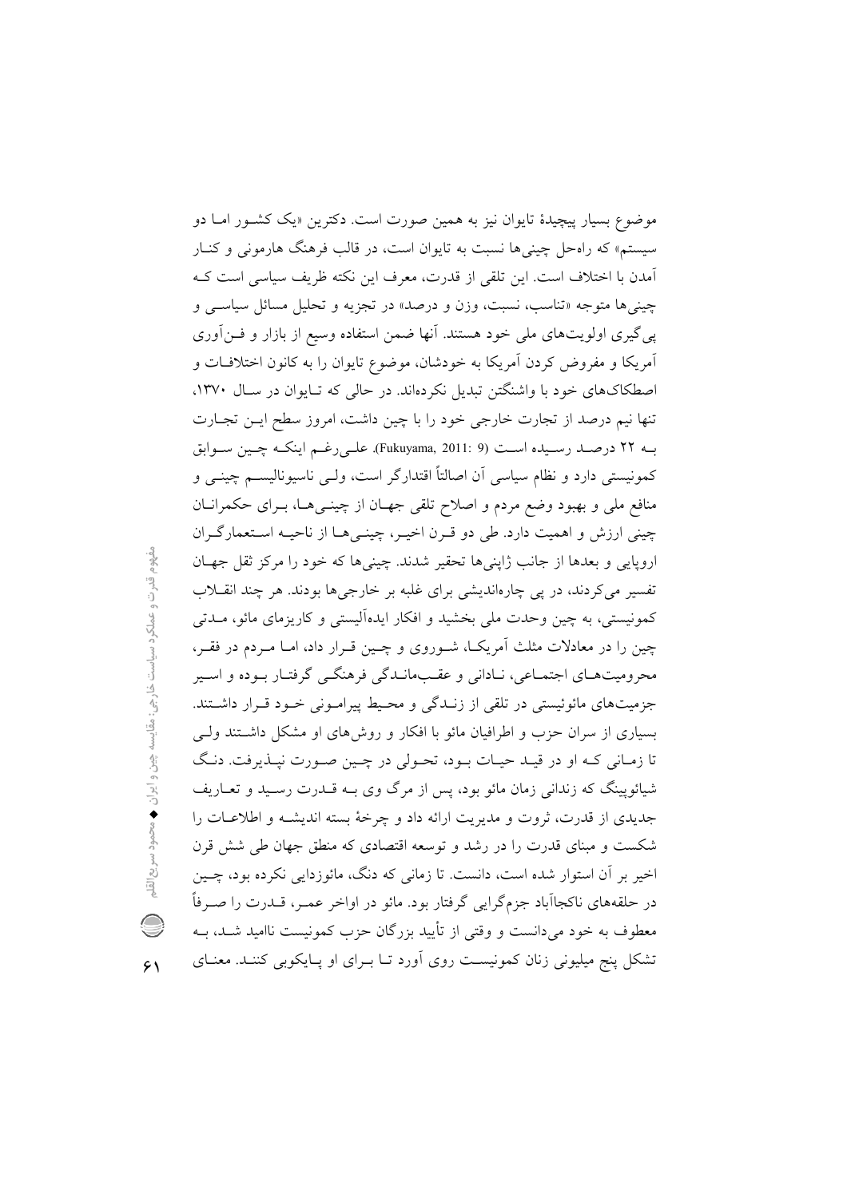موضوع بسیار پیچیدهٔ تایوان نیز به همین صورت است. دکترین «یک کشور اما دو سیستم» که راه‌حل چینی‌ها نسبت به تایوان است، در قالب فرهنگ هارمونی و کنار آمدن با اختلاف است. این تلقی از قدرت، معرف این نکته ظریف سیاسی است که چینی‌ها متوجه «تناسب، نسبت، وزن و درصد» در تجزیه و تحلیل مسائل سیاسی و پی‌گیری اولویت‌های ملی خود هستند. آنها ضمن استفاده وسیع از بازار و فن‌آوری آمریکا و مفروض کردن آمریکا به خودشان، موضوع تایوان را به کانون اختلافات و اصطکاک‌های خود با واشنگتن تبدیل نکرده‌اند. در حالی که تایوان در سال ۱۳۷۰، تنها نیم درصد از تجارت خارجی خود را با چین داشت، امروز سطح این تجارت به ۲۲ درصد رسیده است (Fukuyama, 2011: 9). علی‌رغم اینکه چین سوابق کمونیستی دارد و نظام سیاسی آن اصالتاً اقتدارگر است، ولی ناسیونالیسم چینی و منافع ملی و بهبود وضع مردم و اصلاح تلقی جهان از چینی‌ها، برای حکمرانان چینی ارزش و اهمیت دارد. طی دو قرن اخیر، چینی‌ها از ناحیه استعمارگران اروپایی و بعدها از جانب ژاپنی‌ها تحقیر شدند. چینی‌ها که خود را مرکز ثقل جهان تفسیر می‌کردند، در پی چاره‌اندیشی برای غلبه بر خارجی‌ها بودند. هر چند انقلاب کمونیستی، به چین وحدت ملی بخشید و افکار ایده‌آلیستی و کاریزمای مائو، مدتی چین را در معادلات مثلث آمریکا، شوروی و چین قرار داد، اما مردم در فقر، محرومیت‌های اجتماعی، نادانی و عقب‌ماندگی فرهنگی گرفتار بوده و اسیر جزمیت‌های مائوئیستی در تلقی از زندگی و محیط پیرامونی خود قرار داشتند. بسیاری از سران حزب و اطرافیان مائو با افکار و روش‌های او مشکل داشتند ولی تا زمانی که او در قید حیات بود، تحولی در چین صورت نپذیرفت. دنگ شیائوپینگ که زندانی زمان مائو بود، پس از مرگ وی به قدرت رسید و تعاریف جدیدی از قدرت، ثروت و مدیریت ارائه داد و چرخهٔ بسته اندیشه و اطلاعات را شکست و مبنای قدرت را در رشد و توسعه اقتصادی که منطق جهان طی شش قرن اخیر بر آن استوار شده است، دانست. تا زمانی که دنگ، مائوزدایی نکرده بود، چین در حلقه‌های ناکجاآباد جزم‌گرایی گرفتار بود. مائو در اواخر عمر، قدرت را صرفاً معطوف به خود می‌دانست و وقتی از تأیید بزرگان حزب کمونیست ناامید شد، به تشکل پنج میلیونی زنان کمونیست روی آورد تا برای او پایکوبی کنند. معنای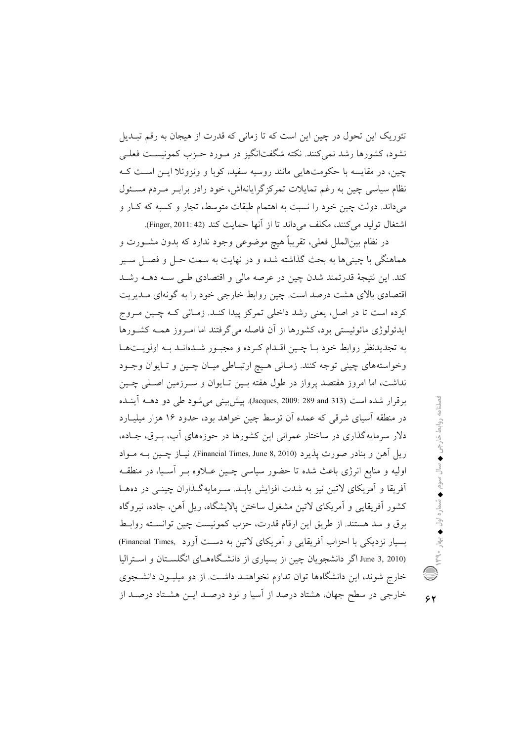تئوریک این تحول در چین این است که تا زمانی که قدرت از هیجان به رقم تبدیل نشود، کشورها رشد نمی‌کنند. نکته شگفت‌انگیز در مورد حزب کمونیست فعلی چین، در مقایسه با حکومت‌هایی مانند روسیه سفید، کوبا و ونزوئلا این است که نظام سیاسی چین به رغم تمایلات تمرکزگرایانه‌اش، خود رادر برابر مردم مسئول می‌داند. دولت چین خود را نسبت به اهتمام طبقات متوسط، تجار و کسبه که کار و اشتغال تولید می‌کنند، مکلف می‌داند تا از آنها حمایت کند (Finger, 2011: 42).

در نظام بین‌الملل فعلی، تقریباً هیچ موضوعی وجود ندارد که بدون مشورت و هماهنگی با چینی‌ها به بحث گذاشته شده و در نهایت به سمت حل و فصل سیر کند. این نتیجهٔ قدرتمند شدن چین در عرصه مالی و اقتصادی طی سه دهه رشد اقتصادی بالای هشت درصد است. چین روابط خارجی خود را به گونه‌ای مدیریت کرده است تا در اصل، یعنی رشد داخلی تمرکز پیدا کند. زمانی که چین مروج ایدئولوژی مائوئیستی بود، کشورها از آن فاصله می‌گرفتند اما امروز همه کشورها به تجدیدنظر روابط خود با چین اقدام کرده و مجبور شده‌اند به اولویت‌ها وخواسته‌های چینی توجه کنند. زمانی هیچ ارتباطی میان چین و تایوان وجود نداشت، اما امروز هفتصد پرواز در طول هفته بین تایوان و سرزمین اصلی چین برقرار شده است (Jacques, 2009: 289 and 313). پیش‌بینی می‌شود طی دو دهه آینده در منطقه آسیای شرقی که عمده آن توسط چین خواهد بود، حدود ۱۶ هزار میلیارد دلار سرمایه‌گذاری در ساختار عمرانی این کشورها در حوزه‌های آب، برق، جاده، ریل آهن و بنادر صورت پذیرد (Financial Times, June 8, 2010). نیاز چین به مواد اولیه و منابع انرژی باعث شده تا حضور سیاسی چین علاوه بر آسیا، در منطقه آفریقا و آمریکای لاتین نیز به شدت افزایش یابد. سرمایه‌گذاران چینی در ده‌ها کشور آفریقایی و آمریکای لاتین مشغول ساختن پالایشگاه، ریل آهن، جاده، نیروگاه برق و سد هستند. از طریق این ارقام قدرت، حزب کمونیست چین توانسته روابط بسیار نزدیکی با احزاب آفریقایی و آمریکای لاتین به دست آورد (Financial Times, June 3, 2010) اگر دانشجویان چین از بسیاری از دانشگاه‌های انگلستان و استرالیا خارج شوند، این دانشگاه‌ها توان تداوم نخواهند داشت. از دو میلیون دانشجوی خارجی در سطح جهان، هشتاد درصد از آسیا و نود درصد این هشتاد درصد از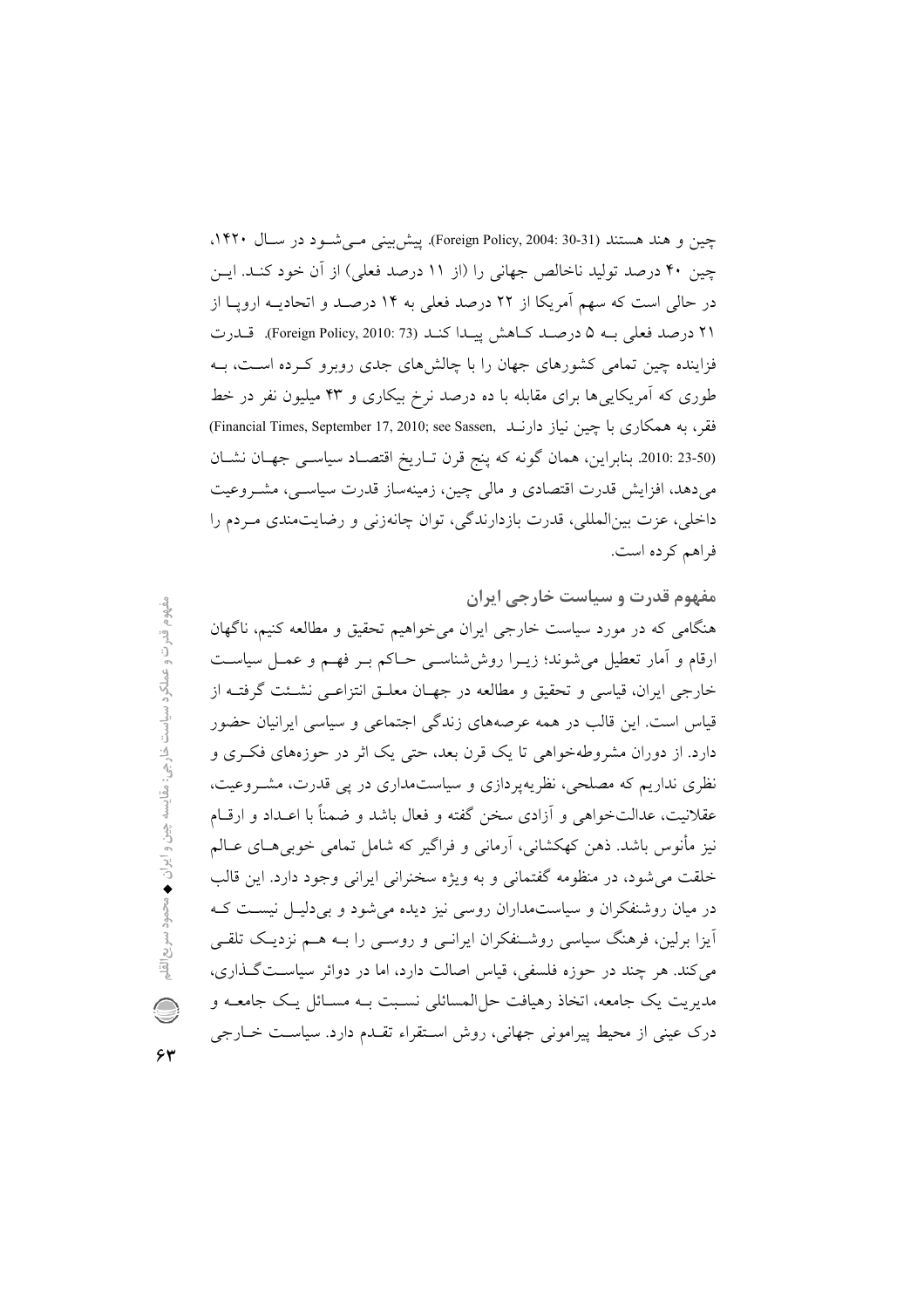چین و هند هستند (Foreign Policy, 2004: 30-31). پیش‌بینی می‌شود در سال ۱۴۲۰، چین ۴۰ درصد تولید ناخالص جهانی را (از ۱۱ درصد فعلی) از آن خود کند. این در حالی است که سهم آمریکا از ۲۲ درصد فعلی به ۱۴ درصد و اتحادیه اروپا از ۲۱ درصد فعلی به ۵ درصد کاهش پیدا کند (Foreign Policy, 2010: 73). قدرت فزاینده چین تمامی کشورهای جهان را با چالش‌های جدی روبرو کرده است، به طوری که آمریکایی‌ها برای مقابله با ده درصد نرخ بیکاری و ۴۳ میلیون نفر در خط فقر، به همکاری با چین نیاز دارند (Financial Times, September 17, 2010; see Sassen, 2010: 23-50). بنابراین، همان گونه که پنج قرن تاریخ اقتصاد سیاسی جهان نشان می‌دهد، افزایش قدرت اقتصادی و مالی چین، زمینه‌ساز قدرت سیاسی، مشروعیت داخلی، عزت بین‌المللی، قدرت بازدارندگی، توان چانه‌زنی و رضایت‌مندی مردم را فراهم کرده است.

## مفهوم قدرت و سیاست خارجی ایران

هنگامی که در مورد سیاست خارجی ایران می‌خواهیم تحقیق و مطالعه کنیم، ناگهان ارقام و آمار تعطیل می‌شوند؛ زیرا روش‌شناسی حاکم بر فهم و عمل سیاست خارجی ایران، قیاسی و تحقیق و مطالعه در جهان معلق انتزاعی نشئت گرفته از قیاس است. این قالب در همه عرصه‌های زندگی اجتماعی و سیاسی ایرانیان حضور دارد. از دوران مشروطه‌خواهی تا یک قرن بعد، حتی یک اثر در حوزه‌های فکری و نظری نداریم که مصلحی، نظریه‌پردازی و سیاست‌مداری در پی قدرت، مشروعیت، عقلانیت، عدالت‌خواهی و آزادی سخن گفته و فعال باشد و ضمناً با اعداد و ارقام نیز مأنوس باشد. ذهن کهکشانی، آرمانی و فراگیر که شامل تمامی خوبی‌های عالم خلقت می‌شود، در منظومه گفتمانی و به ویژه سخنرانی ایرانی وجود دارد. این قالب در میان روشنفکران و سیاست‌مداران روسی نیز دیده می‌شود و بی‌دلیل نیست که آیزا برلین، فرهنگ سیاسی روشنفکران ایرانی و روسی را به هم نزدیک تلقی می‌کند. هر چند در حوزه فلسفی، قیاس اصالت دارد، اما در دوائر سیاست‌گذاری، مدیریت یک جامعه، اتخاذ رهیافت حل‌المسائلی نسبت به مسائل یک جامعه و درک عینی از محیط پیرامونی جهانی، روش استقراء تقدم دارد. سیاست خارجی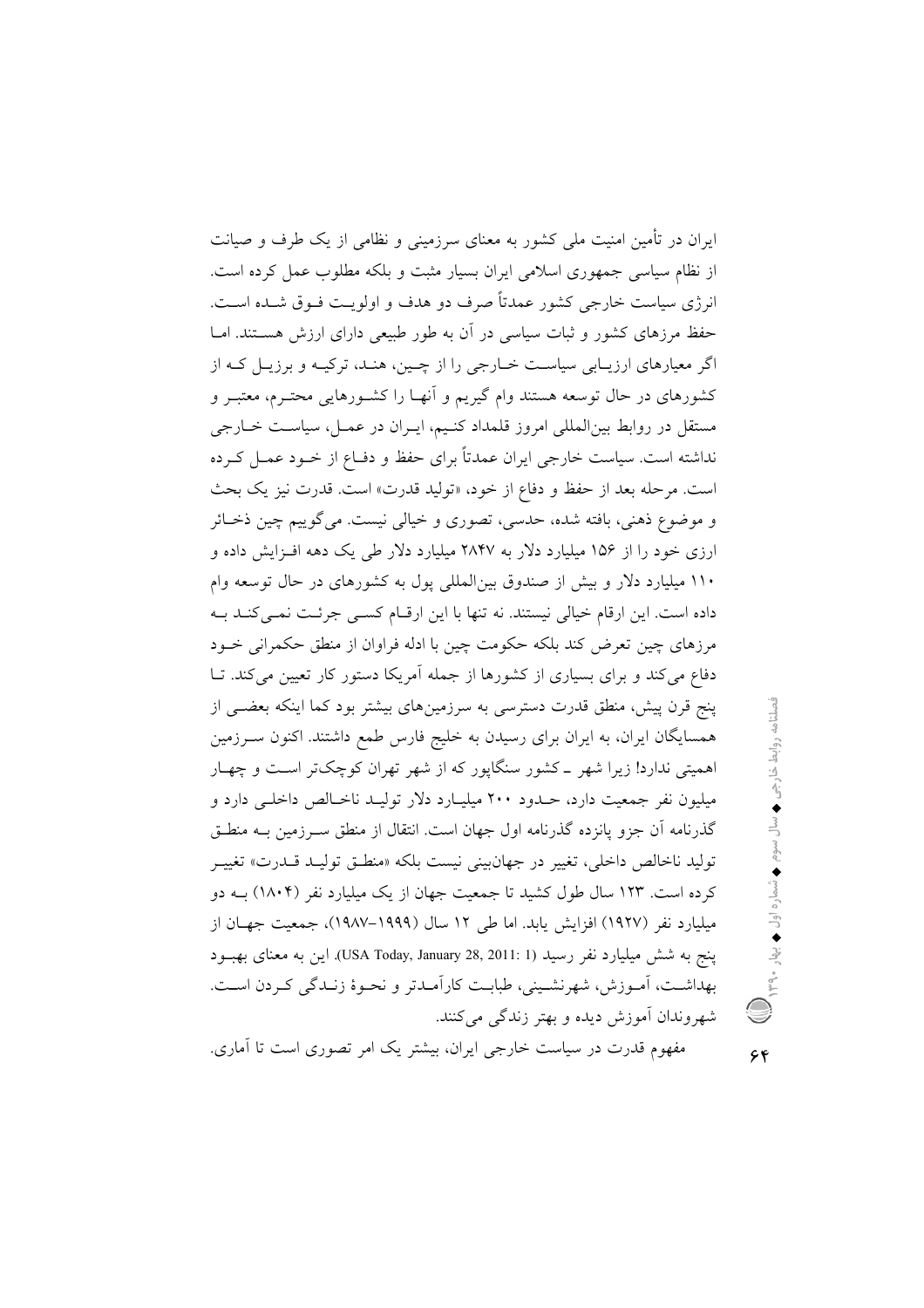ایران در تأمین امنیت ملی کشور به معنای سرزمینی و نظامی از یک طرف و صیانت از نظام سیاسی جمهوری اسلامی ایران بسیار مثبت و بلکه مطلوب عمل کرده است. انرژی سیاست خارجی کشور عمدتاً صرف دو هدف و اولویت فوق شده است. حفظ مرزهای کشور و ثبات سیاسی در آن به طور طبیعی دارای ارزش هستند. اما اگر معیارهای ارزیابی سیاست خارجی را از چین، هند، ترکیه و برزیل که از کشورهای در حال توسعه هستند وام گیریم و آنها را کشورهایی محترم، معتبر و مستقل در روابط بین‌المللی امروز قلمداد کنیم، ایران در عمل، سیاست خارجی نداشته است. سیاست خارجی ایران عمدتاً برای حفظ و دفاع از خود عمل کرده است. مرحله بعد از حفظ و دفاع از خود، «تولید قدرت» است. قدرت نیز یک بحث و موضوع ذهنی، بافته شده، حدسی، تصوری و خیالی نیست. می‌گوییم چین ذخائر ارزی خود را از ۱۵۶ میلیارد دلار به ۲۸۴۷ میلیارد دلار طی یک دهه افزایش داده و ۱۱۰ میلیارد دلار و بیش از صندوق بین‌المللی پول به کشورهای در حال توسعه وام داده است. این ارقام خیالی نیستند. نه تنها با این ارقام کسی جرئت نمی‌کند به مرزهای چین تعرض کند بلکه حکومت چین با ادله فراوان از منطق حکمرانی خود دفاع می‌کند و برای بسیاری از کشورها از جمله آمریکا دستور کار تعیین می‌کند. تا پنج قرن پیش، منطق قدرت دسترسی به سرزمین‌های بیشتر بود کما اینکه بعضی از همسایگان ایران، به ایران برای رسیدن به خلیج فارس طمع داشتند. اکنون سرزمین اهمیتی ندارد! زیرا شهر ـ کشور سنگاپور که از شهر تهران کوچک‌تر است و چهار میلیون نفر جمعیت دارد، حدود ۲۰۰ میلیارد دلار تولید ناخالص داخلی دارد و گذرنامه آن جزو پانزده گذرنامه اول جهان است. انتقال از منطق سرزمین به منطق تولید ناخالص داخلی، تغییر در جهان‌بینی نیست بلکه «منطق تولید قدرت» تغییر کرده است. ۱۲۳ سال طول کشید تا جمعیت جهان از یک میلیارد نفر (۱۸۰۴) به دو میلیارد نفر (۱۹۲۷) افزایش یابد. اما طی ۱۲ سال (۱۹۹۹–۱۹۸۷)، جمعیت جهان از پنج به شش میلیارد نفر رسید (USA Today, January 28, 2011: 1). این به معنای بهبود بهداشت، آموزش، شهرنشینی، طبابت کارآمدتر و نحوهٔ زندگی کردن است. شهروندان آموزش دیده و بهتر زندگی می‌کنند.

مفهوم قدرت در سیاست خارجی ایران، بیشتر یک امر تصوری است تا آماری.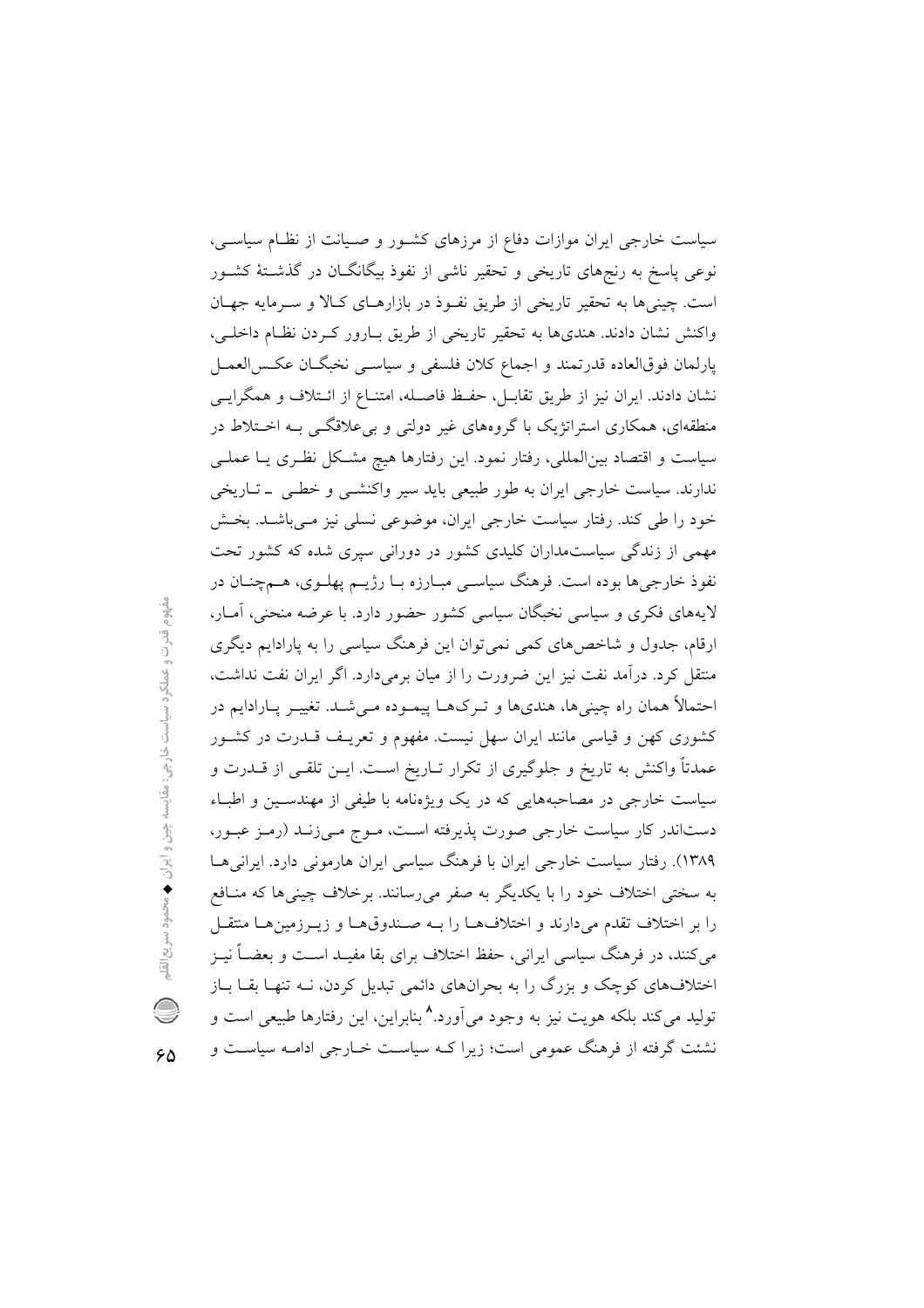سیاست خارجی ایران موازات دفاع از مرزهای کشور و صیانت از نظام سیاسی، نوعی پاسخ به رنج‌های تاریخی و تحقیر ناشی از نفوذ بیگانگان در گذشتهٔ کشور است. چینی‌ها به تحقیر تاریخی از طریق نفوذ در بازارهای کالا و سرمایه جهان واکنش نشان دادند. هندی‌ها به تحقیر تاریخی از طریق بارور کردن نظام داخلی، پارلمان فوق‌العاده قدرتمند و اجماع کلان فلسفی و سیاسی نخبگان عکس‌العمل نشان دادند. ایران نیز از طریق تقابل، حفظ فاصله، امتناع از ائتلاف و همگرایی منطقه‌ای، همکاری استراتژیک با گروه‌های غیر دولتی و بی‌علاقگی به اختلاط در سیاست و اقتصاد بین‌المللی، رفتار نمود. این رفتارها هیچ مشکل نظری یا عملی ندارند. سیاست خارجی ایران به طور طبیعی باید سیر واکنشی و خطی ـ تاریخی خود را طی کند. رفتار سیاست خارجی ایران، موضوعی نسلی نیز می‌باشد. بخش مهمی از زندگی سیاست‌مداران کلیدی کشور در دورانی سپری شده که کشور تحت نفوذ خارجی‌ها بوده است. فرهنگ سیاسی مبارزه با رژیم پهلوی، هم‌چنان در لایه‌های فکری و سیاسی نخبگان سیاسی کشور حضور دارد. با عرضه منحنی، آمار، ارقام، جدول و شاخص‌های کمی نمی‌توان این فرهنگ سیاسی را به پارادایم دیگری منتقل کرد. درآمد نفت نیز این ضرورت را از میان برمی‌دارد. اگر ایران نفت نداشت، احتمالاً همان راه چینی‌ها، هندی‌ها و ترک‌ها پیموده می‌شد. تغییر پارادایم در کشوری کهن و قیاسی مانند ایران سهل نیست. مفهوم و تعریف قدرت در کشور عمدتاً واکنش به تاریخ و جلوگیری از تکرار تاریخ است. این تلقی از قدرت و سیاست خارجی در مصاحبه‌هایی که در یک ویژه‌نامه با طیفی از مهندسین و اطباء دست‌اندر کار سیاست خارجی صورت پذیرفته است، موج می‌زند (رمز عبور، ۱۳۸۹). رفتار سیاست خارجی ایران با فرهنگ سیاسی ایران هارمونی دارد. ایرانی‌ها به سختی اختلاف خود را با یکدیگر به صفر می‌رسانند. برخلاف چینی‌ها که منافع را بر اختلاف تقدم می‌دارند و اختلاف‌ها را به صندوق‌ها و زیرزمین‌ها منتقل می‌کنند، در فرهنگ سیاسی ایرانی، حفظ اختلاف برای بقا مفید است و بعضاً نیز اختلاف‌های کوچک و بزرگ را به بحران‌های دائمی تبدیل کردن، نه تنها بقا باز تولید می‌کند بلکه هویت نیز به وجود می‌آورد.[۸] بنابراین، این رفتارها طبیعی است و نشئت گرفته از فرهنگ عمومی است؛ زیرا که سیاست خارجی ادامه سیاست و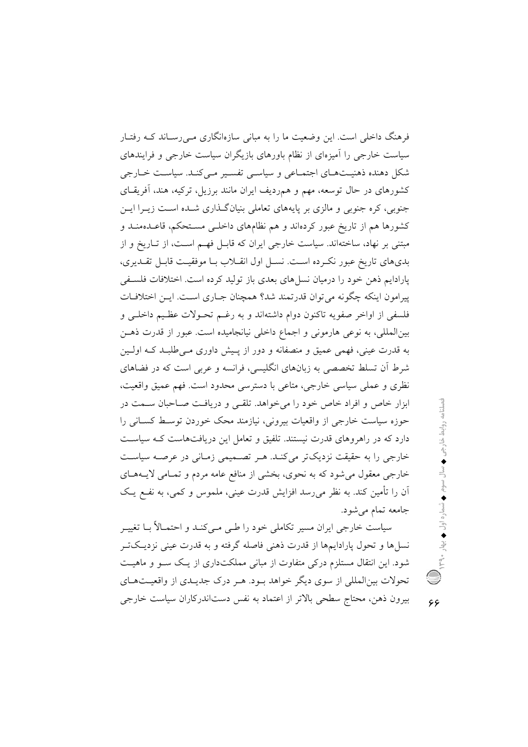فرهنگ داخلی است. این وضعیت ما را به مبانی سازه‌انگاری می‌رساند که رفتار سیاست خارجی را آمیزه‌ای از نظام باورهای بازیگران سیاست خارجی و فرایندهای شکل دهنده ذهنیت‌های اجتماعی و سیاسی تفسیر می‌کند. سیاست خارجی کشورهای در حال توسعه، مهم و هم‌ردیف ایران مانند برزیل، ترکیه، هند، آفریقای جنوبی، کره جنوبی و مالزی بر پایه‌های تعاملی بنیان‌گذاری شده است زیرا این کشورها هم از تاریخ عبور کرده‌اند و هم نظام‌های داخلی مستحکم، قاعده‌مند و مبتنی بر نهاد، ساخته‌اند. سیاست خارجی ایران که قابل فهم است، از تاریخ و از بدی‌های تاریخ عبور نکرده است. نسل اول انقلاب با موفقیت قابل تقدیری، پارادایم ذهن خود را درمیان نسل‌های بعدی باز تولید کرده است. اختلافات فلسفی پیرامون اینکه چگونه می‌توان قدرتمند شد؟ همچنان جاری است. این اختلافات فلسفی از اواخر صفویه تاکنون دوام داشته‌اند و به رغم تحولات عظیم داخلی و بین‌المللی، به نوعی هارمونی و اجماع داخلی نیانجامیده است. عبور از قدرت ذهن به قدرت عینی، فهمی عمیق و منصفانه و دور از پیش داوری می‌طلبد که اولین شرط آن تسلط تخصصی به زبان‌های انگلیسی، فرانسه و عربی است که در فضاهای نظری و عملی سیاسی خارجی، متاعی با دسترسی محدود است. فهم عمیق واقعیت، ابزار خاص و افراد خاص خود را می‌خواهد. تلقی و دریافت صاحبان سمت در حوزه سیاست خارجی از واقعیات بیرونی، نیازمند محک خوردن توسط کسانی را دارد که در راهروهای قدرت نیستند. تلفیق و تعامل این دریافت‌هاست که سیاست خارجی را به حقیقت نزدیک‌تر می‌کند. هر تصمیمی زمانی در عرصه سیاست خارجی معقول می‌شود که به نحوی، بخشی از منافع عامه مردم و تمامی لایه‌های آن را تأمین کند. به نظر می‌رسد افزایش قدرت عینی، ملموس و کمی، به نفع یک جامعه تمام می‌شود.

سیاست خارجی ایران مسیر تکاملی خود را طی می‌کند و احتمالاً با تغییر نسل‌ها و تحول پارادایم‌ها از قدرت ذهنی فاصله گرفته و به قدرت عینی نزدیک‌تر شود. این انتقال مستلزم درکی متفاوت از مبانی مملکت‌داری از یک سو و ماهیت تحولات بین‌المللی از سوی دیگر خواهد بود. هر درک جدیدی از واقعیت‌های بیرون ذهن، محتاج سطحی بالاتر از اعتماد به نفس دست‌اندرکاران سیاست خارجی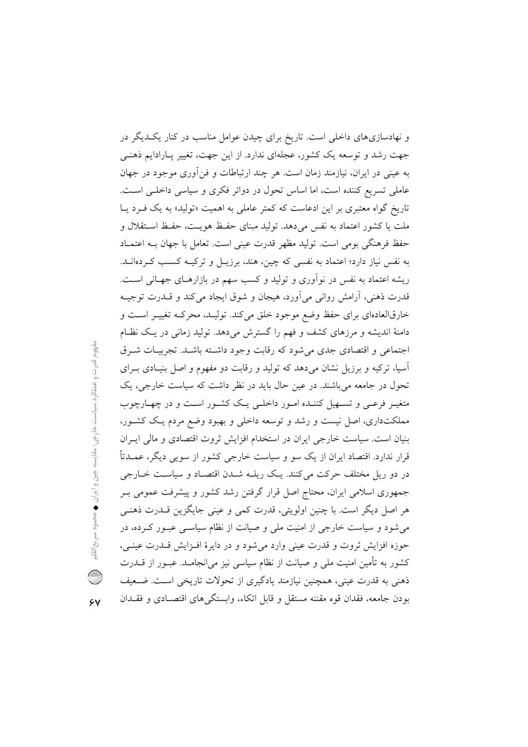و نهادسازی‌های داخلی است. تاریخ برای چیدن عوامل مناسب در کنار یکدیگر در جهت رشد و توسعه یک کشور، عجله‌ای ندارد. از این جهت، تغییر پارادایم ذهنی به عینی در ایران، نیازمند زمان است. هر چند ارتباطات و فن‌آوری موجود در جهان عاملی تسریع کننده است، اما اساس تحول در دوائر فکری و سیاسی داخلی است. تاریخ گواه معتبری بر این ادعاست که کمتر عاملی به اهمیت «تولید» به یک فرد یا ملت یا کشور اعتماد به نفس می‌دهد. تولید مبنای حفظ هویت، حفظ استقلال و حفظ فرهنگی بومی است. تولید مظهر قدرت عینی است. تعامل با جهان به اعتماد به نفس نیاز دارد؛ اعتماد به نفسی که چین، هند، برزیل و ترکیه کسب کرده‌اند. ریشه اعتماد به نفس در نوآوری و تولید و کسب سهم در بازارهای جهانی است. قدرت ذهنی، آرامش روانی می‌آورد، هیجان و شوق ایجاد می‌کند و قدرت توجیه خارق‌العاده‌ای برای حفظ وضع موجود خلق می‌کند. تولید، محرکه تغییر است و دامنهٔ اندیشه و مرزهای کشف و فهم را گسترش می‌دهد. تولید زمانی در یک نظام اجتماعی و اقتصادی جدی می‌شود که رقابت وجود داشته باشد. تجربیات شرق آسیا، ترکیه و برزیل نشان می‌دهد که تولید و رقابت دو مفهوم و اصل بنیادی برای تحول در جامعه می‌باشند. در عین حال باید در نظر داشت که سیاست خارجی، یک متغیر فرعی و تسهیل کننده امور داخلی یک کشور است و در چهارچوب مملکت‌داری، اصل نیست و رشد و توسعه داخلی و بهبود وضع مردم یک کشور، بنیان است. سیاست خارجی ایران در استخدام افزایش ثروت اقتصادی و مالی ایران قرار ندارد. اقتصاد ایران از یک سو و سیاست خارجی کشور از سویی دیگر، عمدتاً در دو ریل مختلف حرکت می‌کنند. یک ریله شدن اقتصاد و سیاست خارجی جمهوری اسلامی ایران، محتاج اصل قرار گرفتن رشد کشور و پیشرفت عمومی بر هر اصل دیگر است. با چنین اولویتی، قدرت کمی و عینی جایگزین قدرت ذهنی می‌شود و سیاست خارجی از امنیت ملی و صیانت از نظام سیاسی عبور کرده، در حوزه افزایش ثروت و قدرت عینی وارد می‌شود و در دایرهٔ افزایش قدرت عینی، کشور به تأمین امنیت ملی و صیانت از نظام سیاسی نیز می‌انجامد. عبور از قدرت ذهنی به قدرت عینی، همچنین نیازمند یادگیری از تحولات تاریخی است. ضعیف بودن جامعه، فقدان قوه مقننه مستقل و قابل اتکاء، وابستگی‌های اقتصادی و فقدان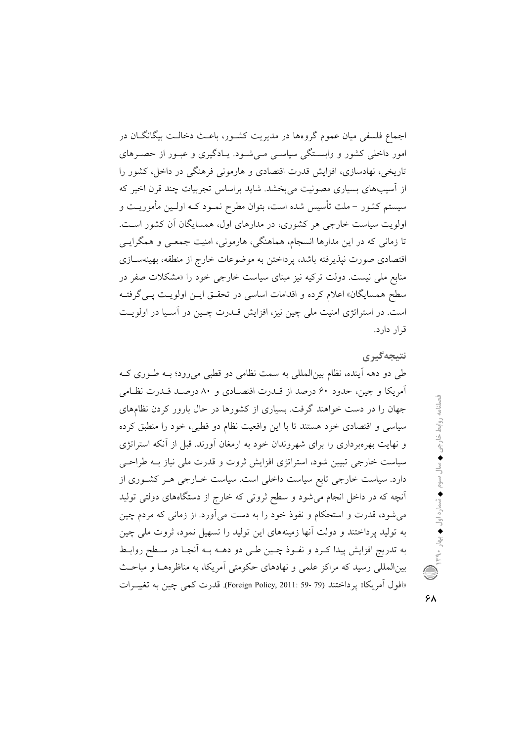اجماع فلسفی میان عموم گروه‌ها در مدیریت کشور، باعث دخالت بیگانگان در امور داخلی کشور و وابستگی سیاسی می‌شود. یادگیری و عبور از حصرهای تاریخی، نهادسازی، افزایش قدرت اقتصادی و هارمونی فرهنگی در داخل، کشور را از آسیب‌های بسیاری مصونیت می‌بخشد. شاید براساس تجربیات چند قرن اخیر که سیستم کشور – ملت تأسیس شده است، بتوان مطرح نمود که اولین مأموریت و اولویت سیاست خارجی هر کشوری، در مدارهای اول، همسایگان آن کشور است. تا زمانی که در این مدارها انسجام، هماهنگی، هارمونی، امنیت جمعی و همگرایی اقتصادی صورت نپذیرفته باشد، پرداختن به موضوعات خارج از منطقه، بهینه‌سازی منابع ملی نیست. دولت ترکیه نیز مبنای سیاست خارجی خود را «مشکلات صفر در سطح همسایگان» اعلام کرده و اقدامات اساسی در تحقق این اولویت پی‌گرفته است. در استراتژی امنیت ملی چین نیز، افزایش قدرت چین در آسیا در اولویت قرار دارد.

## نتیجه‌گیری

طی دو دهه آینده، نظام بین‌المللی به سمت نظامی دو قطبی می‌رود؛ به طوری که آمریکا و چین، حدود ۶۰ درصد از قدرت اقتصادی و ۸۰ درصد قدرت نظامی جهان را در دست خواهند گرفت. بسیاری از کشورها در حال بارور کردن نظام‌های سیاسی و اقتصادی خود هستند تا با این واقعیت نظام دو قطبی، خود را منطبق کرده و نهایت بهره‌برداری را برای شهروندان خود به ارمغان آورند. قبل از آنکه استراتژی سیاست خارجی تبیین شود، استراتژی افزایش ثروت و قدرت ملی نیاز به طراحی دارد. سیاست خارجی تابع سیاست داخلی است. سیاست خارجی هر کشوری از آنچه که در داخل انجام می‌شود و سطح ثروتی که خارج از دستگاه‌های دولتی تولید می‌شود، قدرت و استحکام و نفوذ خود را به دست می‌آورد. از زمانی که مردم چین به تولید پرداختند و دولت آنها زمینه‌های این تولید را تسهیل نمود، ثروت ملی چین به تدریج افزایش پیدا کرد و نفوذ چین طی دو دهه به آنجا در سطح روابط بین‌المللی رسید که مراکز علمی و نهادهای حکومتی آمریکا، به مناظره‌ها و مباحث «افول آمریکا» پرداختند (Foreign Policy, 2011: 59- 79). قدرت کمی چین به تغییرات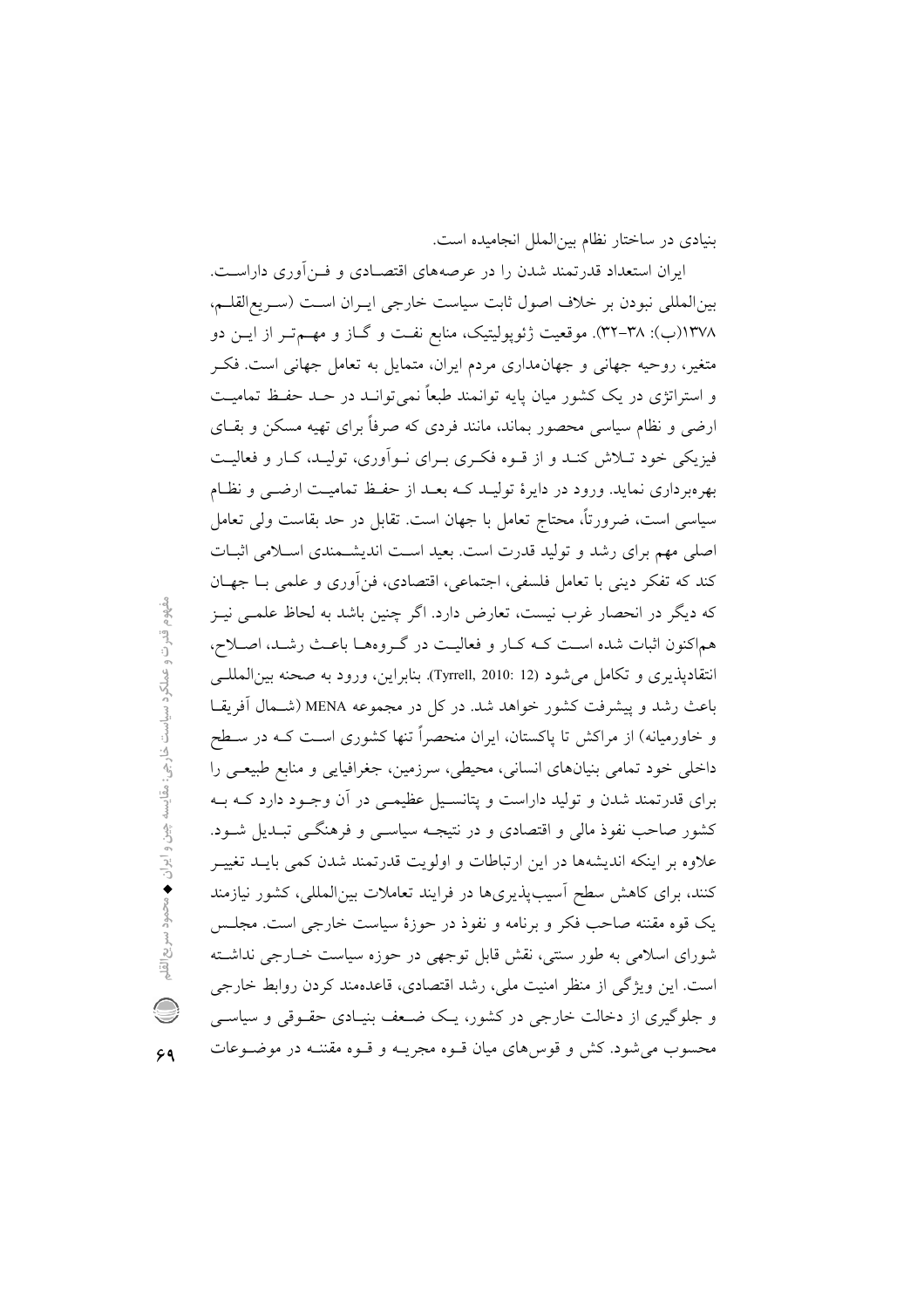بنیادی در ساختار نظام بین‌الملل انجامیده است.

ایران استعداد قدرتمند شدن را در عرصه‌های اقتصادی و فن‌آوری داراست. بین‌المللی نبودن بر خلاف اصول ثابت سیاست خارجی ایران است (سریع‌القلم، ۱۳۷۸(ب): ۳۸-۳۲). موقعیت ژئوپولیتیک، منابع نفت و گاز و مهم‌تر از این دو متغیر، روحیه جهانی و جهان‌مداری مردم ایران، متمایل به تعامل جهانی است. فکر و استراتژی در یک کشور میان پایه توانمند طبعاً نمی‌تواند در حد حفظ تمامیت ارضی و نظام سیاسی محصور بماند، مانند فردی که صرفاً برای تهیه مسکن و بقای فیزیکی خود تلاش کند و از قوه فکری برای نوآوری، تولید، کار و فعالیت بهره‌برداری نماید. ورود در دایرهٔ تولید که بعد از حفظ تمامیت ارضی و نظام سیاسی است، ضرورتاً، محتاج تعامل با جهان است. تقابل در حد بقاست ولی تعامل اصلی مهم برای رشد و تولید قدرت است. بعید است اندیشمندی اسلامی اثبات کند که تفکر دینی با تعامل فلسفی، اجتماعی، اقتصادی، فن‌آوری و علمی با جهان که دیگر در انحصار غرب نیست، تعارض دارد. اگر چنین باشد به لحاظ علمی نیز هم‌اکنون اثبات شده است که کار و فعالیت در گروه‌ها باعث رشد، اصلاح، انتقادپذیری و تکامل می‌شود (Tyrrell, 2010: 12). بنابراین، ورود به صحنه بین‌المللی باعث رشد و پیشرفت کشور خواهد شد. در کل در مجموعه MENA (شمال آفریقا و خاورمیانه) از مراکش تا پاکستان، ایران منحصراً تنها کشوری است که در سطح داخلی خود تمامی بنیان‌های انسانی، محیطی، سرزمین، جغرافیایی و منابع طبیعی را برای قدرتمند شدن و تولید داراست و پتانسیل عظیمی در آن وجود دارد که به کشور صاحب نفوذ مالی و اقتصادی و در نتیجه سیاسی و فرهنگی تبدیل شود. علاوه بر اینکه اندیشه‌ها در این ارتباطات و اولویت قدرتمند شدن کمی باید تغییر کنند، برای کاهش سطح آسیب‌پذیری‌ها در فرایند تعاملات بین‌المللی، کشور نیازمند یک قوه مقننه صاحب فکر و برنامه و نفوذ در حوزهٔ سیاست خارجی است. مجلس شورای اسلامی به طور سنتی، نقش قابل توجهی در حوزه سیاست خارجی نداشته است. این ویژگی از منظر امنیت ملی، رشد اقتصادی، قاعده‌مند کردن روابط خارجی و جلوگیری از دخالت خارجی در کشور، یک ضعف بنیادی حقوقی و سیاسی محسوب می‌شود. کش و قوس‌های میان قوه مجریه و قوه مقننه در موضوعات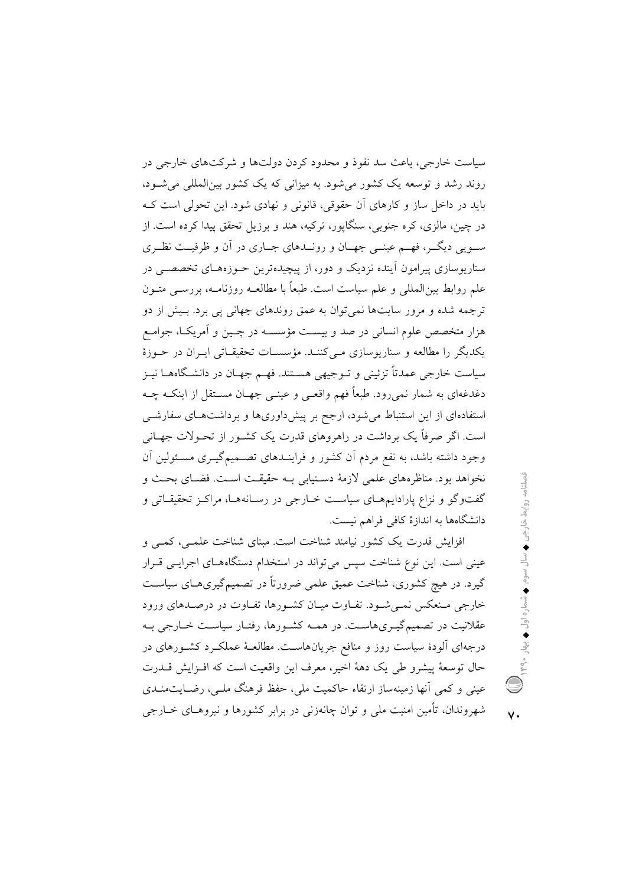سیاست خارجی، باعث سد نفوذ و محدود کردن دولت‌ها و شرکت‌های خارجی در روند رشد و توسعه یک کشور می‌شود. به میزانی که یک کشور بین‌المللی می‌شود، باید در داخل ساز و کارهای آن حقوقی، قانونی و نهادی شود. این تحولی است که در چین، مالزی، کره جنوبی، سنگاپور، ترکیه، هند و برزیل تحقق پیدا کرده است. از سویی دیگر، فهم عینی جهان و روندهای جاری در آن و ظرفیت نظری سناریوسازی پیرامون آینده نزدیک و دور، از پیچیده‌ترین حوزه‌های تخصصی در علم روابط بین‌المللی و علم سیاست است. طبعاً با مطالعه روزنامه، بررسی متون ترجمه شده و مرور سایت‌ها نمی‌توان به عمق روندهای جهانی پی برد. بیش از دو هزار متخصص علوم انسانی در صد و بیست مؤسسه در چین و آمریکا، جوامع یکدیگر را مطالعه و سناریوسازی می‌کنند. مؤسسات تحقیقاتی ایران در حوزهٔ سیاست خارجی عمدتاً تزئینی و توجیهی هستند. فهم جهان در دانشگاه‌ها نیز دغدغه‌ای به شمار نمی‌رود. طبعاً فهم واقعی و عینی جهان مستقل از اینکه چه استفاده‌ای از این استنباط می‌شود، ارجح بر پیش‌داوری‌ها و برداشت‌های سفارشی است. اگر صرفاً یک برداشت در راهروهای قدرت یک کشور از تحولات جهانی وجود داشته باشد، به نفع مردم آن کشور و فرایندهای تصمیم‌گیری مسئولین آن نخواهد بود. مناظره‌های علمی لازمهٔ دستیابی به حقیقت است. فضای بحث و گفت‌وگو و نزاع پارادایم‌های سیاست خارجی در رسانه‌ها، مراکز تحقیقاتی و دانشگاه‌ها به اندازهٔ کافی فراهم نیست.

افزایش قدرت یک کشور نیامند شناخت است. مبنای شناخت علمی، کمی و عینی است. این نوع شناخت سپس می‌تواند در استخدام دستگاه‌های اجرایی قرار گیرد. در هیچ کشوری، شناخت عمیق علمی ضرورتاً در تصمیم‌گیری‌های سیاست خارجی منعکس نمی‌شود. تفاوت میان کشورها، تفاوت در درصدهای ورود عقلانیت در تصمیم‌گیری‌هاست. در همه کشورها، رفتار سیاست خارجی به درجه‌ای آلودهٔ سیاست روز و منافع جریان‌هاست. مطالعهٔ عملکرد کشورهای در حال توسعهٔ پیشرو طی یک دههٔ اخیر، معرف این واقعیت است که افزایش قدرت عینی و کمی آنها زمینه‌ساز ارتقاء حاکمیت ملی، حفظ فرهنگ ملی، رضایت‌مندی شهروندان، تأمین امنیت ملی و توان چانه‌زنی در برابر کشورها و نیروهای خارجی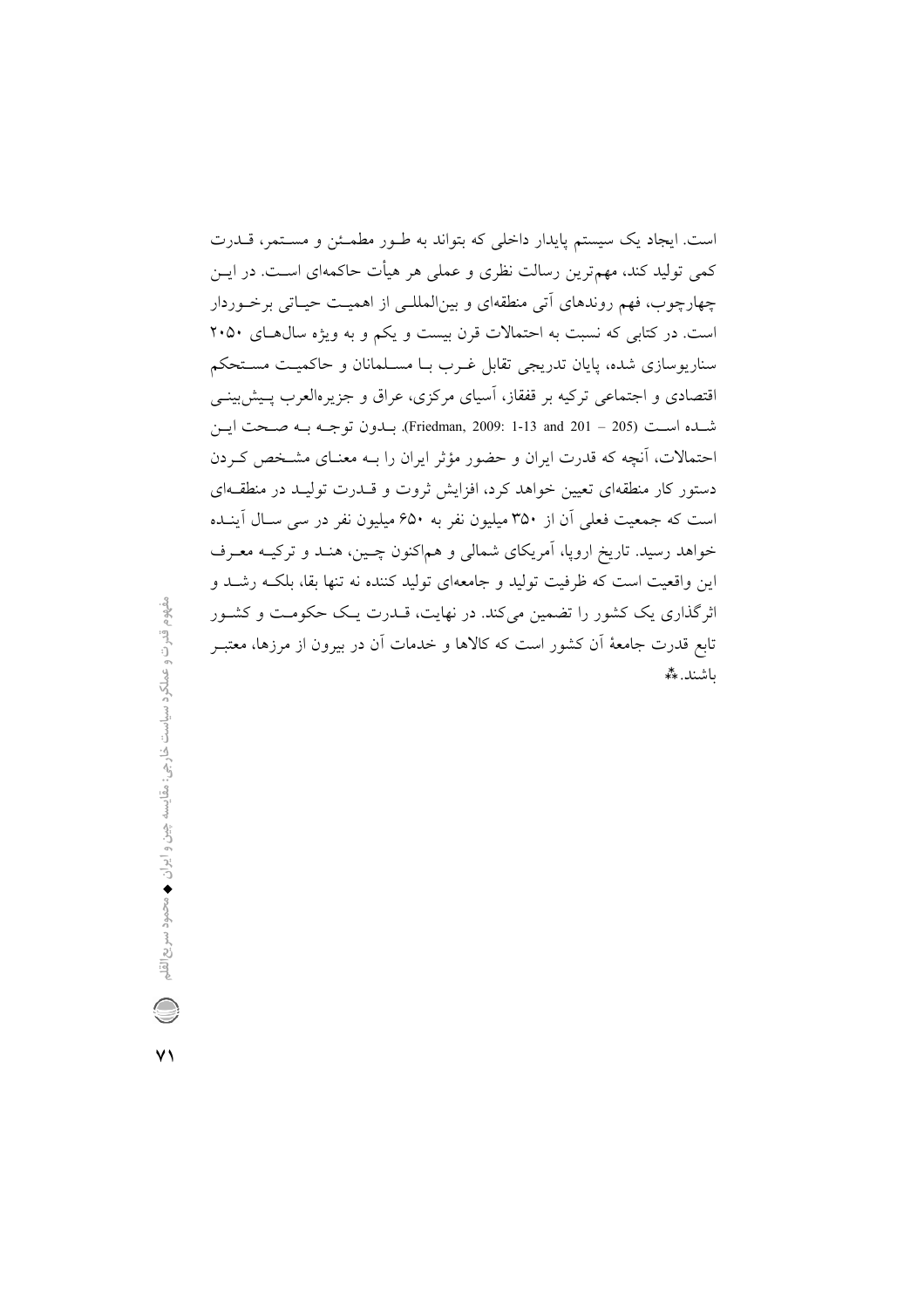است. ایجاد یک سیستم پایدار داخلی که بتواند به طور مطمئن و مستمر، قدرت کمی تولید کند، مهم‌ترین رسالت نظری و عملی هر هیأت حاکمه‌ای است. در این چهارچوب، فهم روندهای آتی منطقه‌ای و بین‌المللی از اهمیت حیاتی برخوردار است. در کتابی که نسبت به احتمالات قرن بیست و یکم و به ویژه سال‌های ۲۰۵۰ سناریوسازی شده، پایان تدریجی تقابل غرب با مسلمانان و حاکمیت مستحکم اقتصادی و اجتماعی ترکیه بر قفقاز، آسیای مرکزی، عراق و جزیره‌العرب پیش‌بینی شده است (Friedman, 2009: 1-13 and 201 – 205). بدون توجه به صحت این احتمالات، آنچه که قدرت ایران و حضور مؤثر ایران را به معنای مشخص کردن دستور کار منطقه‌ای تعیین خواهد کرد، افزایش ثروت و قدرت تولید در منطقه‌ای است که جمعیت فعلی آن از ۳۵۰ میلیون نفر به ۶۵۰ میلیون نفر در سی سال آینده خواهد رسید. تاریخ اروپا، آمریکای شمالی و هم‌اکنون چین، هند و ترکیه معرف این واقعیت است که ظرفیت تولید و جامعه‌ای تولید کننده نه تنها بقا، بلکه رشد و اثرگذاری یک کشور را تضمین می‌کند. در نهایت، قدرت یک حکومت و کشور تابع قدرت جامعهٔ آن کشور است که کالاها و خدمات آن در بیرون از مرزها، معتبر باشند.⁂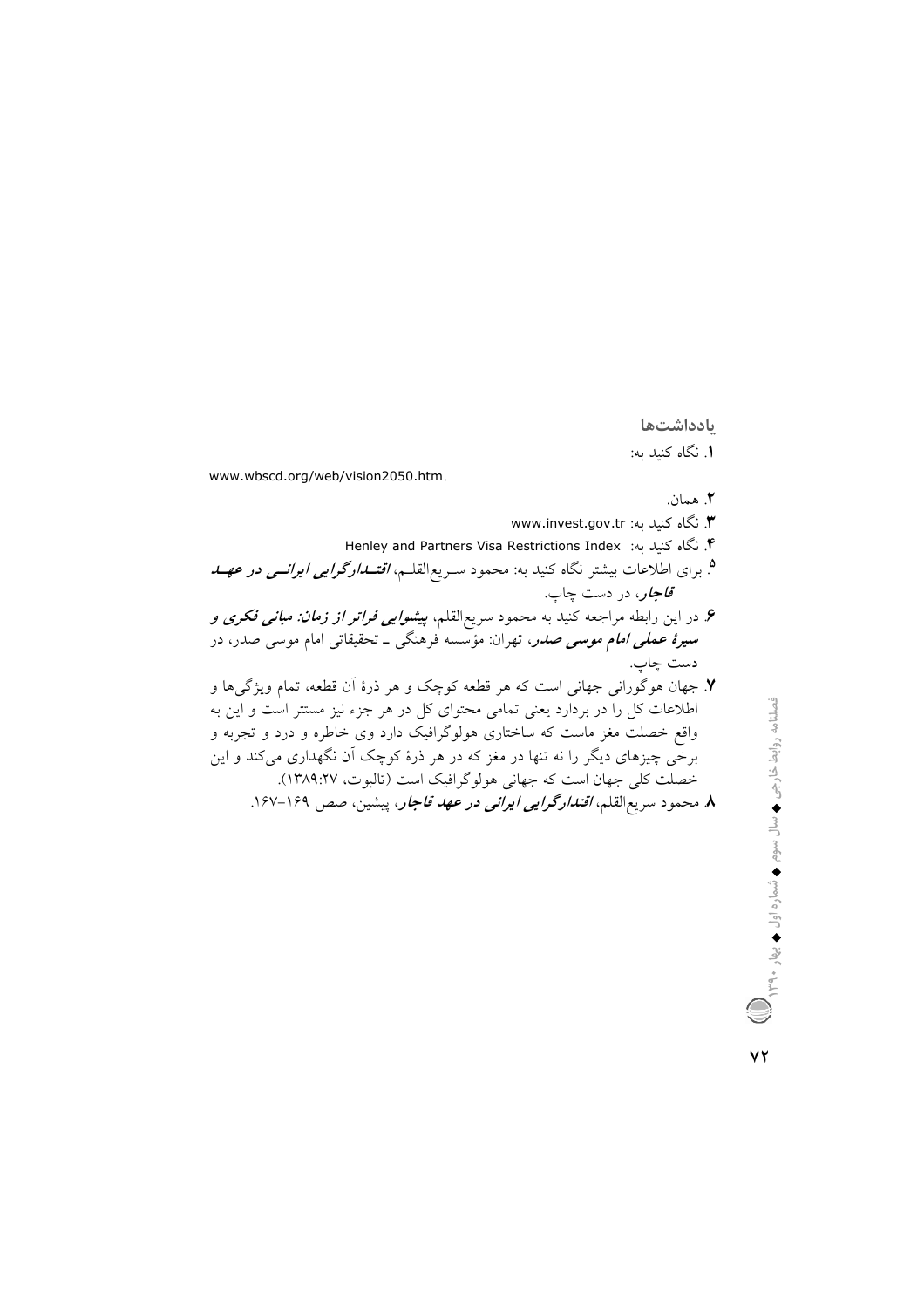## یادداشت‌ها

۱. نگاه کنید به:

www.wbscd.org/web/vision2050.htm.

۲. همان.

۳. نگاه کنید به: www.invest.gov.tr

۴. نگاه کنید به: Henley and Partners Visa Restrictions Index

۵. برای اطلاعات بیشتر نگاه کنید به: محمود سریع‌القلم، ***اقتدارگرایی ایرانی در عهد قاجار***، در دست چاپ.

۶. در این رابطه مراجعه کنید به محمود سریع‌القلم، ***پیشوایی فراتر از زمان: مبانی فکری و سیرهٔ عملی امام موسی صدر***، تهران: مؤسسه فرهنگی ـ تحقیقاتی امام موسی صدر، در دست چاپ.

۷. جهان هوگورانی جهانی است که هر قطعه کوچک و هر ذرهٔ آن قطعه، تمام ویژگی‌ها و اطلاعات کل را در بردارد یعنی تمامی محتوای کل در هر جزء نیز مستتر است و این به واقع خصلت مغز ماست که ساختاری هولوگرافیک دارد وی خاطره و درد و تجربه و برخی چیزهای دیگر را نه تنها در مغز که در هر ذرهٔ کوچک آن نگهداری می‌کند و این خصلت کلی جهان است که جهانی هولوگرافیک است (تالبوت، ۱۳۸۹:۲۷).

۸. محمود سریع‌القلم، ***اقتدارگرایی ایرانی در عهد قاجار***، پیشین، صص ۱۶۹-۱۶۷.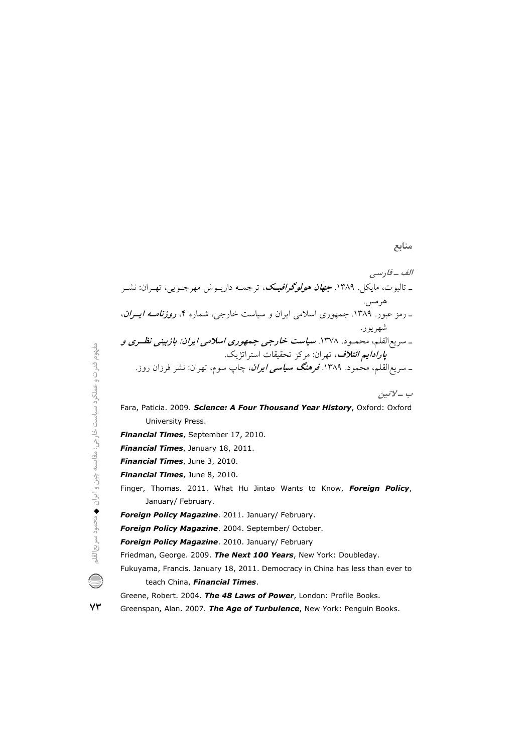## منابع

***الف ـ فارسی***

- تالبوت، مایکل. ۱۳۸۹. ***جهان هولوگرافیک***، ترجمه داریوش مهرجویی، تهران: نشر هرمس.
- رمز عبور. ۱۳۸۹. جمهوری اسلامی ایران و سیاست خارجی، شماره ۴، ***روزنامه ایران***، شهریور.
- سریع‌القلم، محمود. ۱۳۷۸. ***سیاست خارجی جمهوری اسلامی ایران: بازبینی نظری و پارادایم ائتلاف***، تهران: مرکز تحقیقات استراتژیک.
- سریع‌القلم، محمود. ۱۳۸۹. ***فرهنگ سیاسی ایران***، چاپ سوم، تهران: نشر فرزان روز.

***ب ـ لاتین***

Fara, Paticia. 2009. ***Science: A Four Thousand Year History***, Oxford: Oxford University Press.

***Financial Times***, September 17, 2010.

***Financial Times***, January 18, 2011.

***Financial Times***, June 3, 2010.

***Financial Times***, June 8, 2010.

Finger, Thomas. 2011. What Hu Jintao Wants to Know, ***Foreign Policy***, January/ February.

***Foreign Policy Magazine***. 2011. January/ February.

***Foreign Policy Magazine***. 2004. September/ October.

***Foreign Policy Magazine***. 2010. January/ February

Friedman, George. 2009. ***The Next 100 Years***, New York: Doubleday.

Fukuyama, Francis. January 18, 2011. Democracy in China has less than ever to teach China, ***Financial Times***.

Greene, Robert. 2004. ***The 48 Laws of Power***, London: Profile Books.

Greenspan, Alan. 2007. ***The Age of Turbulence***, New York: Penguin Books.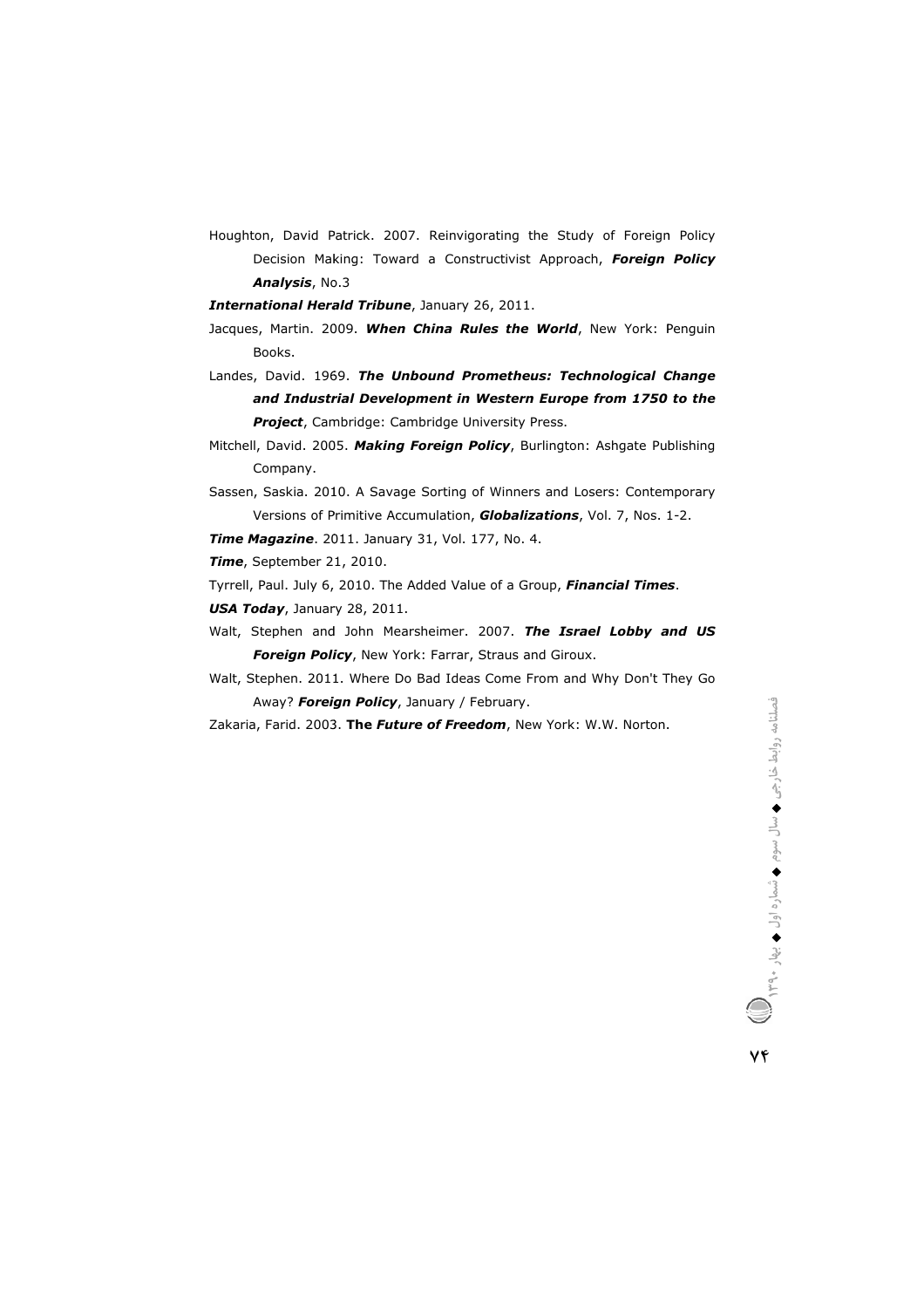Houghton, David Patrick. 2007. Reinvigorating the Study of Foreign Policy Decision Making: Toward a Constructivist Approach, ***Foreign Policy Analysis***, No.3

***International Herald Tribune***, January 26, 2011.

Jacques, Martin. 2009. ***When China Rules the World***, New York: Penguin Books.

Landes, David. 1969. ***The Unbound Prometheus: Technological Change and Industrial Development in Western Europe from 1750 to the Project***, Cambridge: Cambridge University Press.

Mitchell, David. 2005. ***Making Foreign Policy***, Burlington: Ashgate Publishing Company.

Sassen, Saskia. 2010. A Savage Sorting of Winners and Losers: Contemporary Versions of Primitive Accumulation, ***Globalizations***, Vol. 7, Nos. 1-2.

***Time Magazine***. 2011. January 31, Vol. 177, No. 4.

***Time***, September 21, 2010.

Tyrrell, Paul. July 6, 2010. The Added Value of a Group, ***Financial Times***.

***USA Today***, January 28, 2011.

Walt, Stephen and John Mearsheimer. 2007. ***The Israel Lobby and US Foreign Policy***, New York: Farrar, Straus and Giroux.

Walt, Stephen. 2011. Where Do Bad Ideas Come From and Why Don't They Go Away? ***Foreign Policy***, January / February.

Zakaria, Farid. 2003. **The *Future of Freedom***, New York: W.W. Norton.